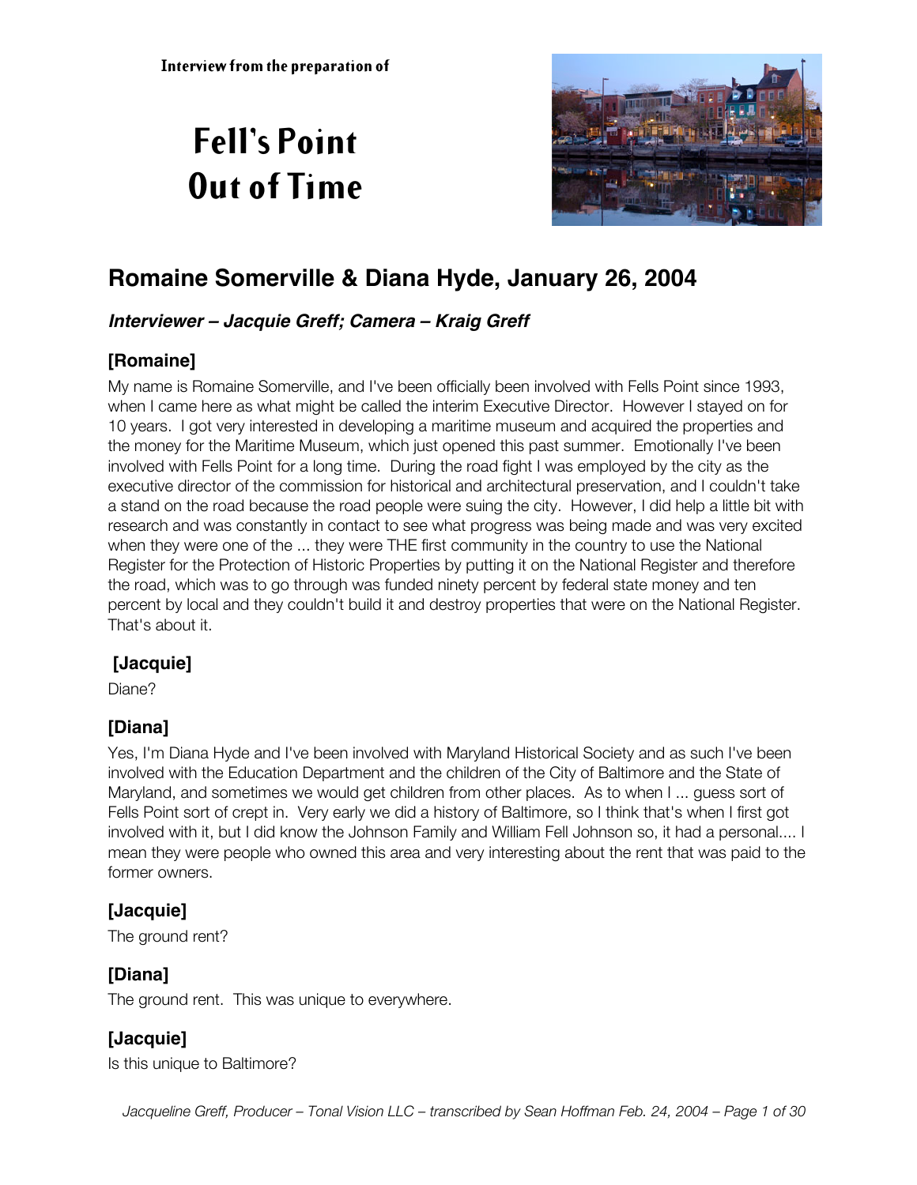Interview from the preparation of

# Fell's Point Out of Time

## Romaine Somerville & Diana Hyde, January 26, 2004

### *Interviewer – Jacquie Greff; Camera – Kraig Greff*

### [Romaine]

My name is Romaine Somerville, and I've been officially been involved with Fells Point since 1993, when I came here as what might be called the interim Executive Director. However I stayed on for 10 years. I got very interested in developing a maritime museum and acquired the properties and the money for the Maritime Museum, which just opened this past summer. Emotionally I've been involved with Fells Point for a long time. During the road fight I was employed by the city as the executive director of the commission for historical and architectural preservation, and I couldn't take a stand on the road because the road people were suing the city. However, I did help a little bit with research and was constantly in contact to see what progress was being made and was very excited when they were one of the ... they were THE first community in the country to use the National Register for the Protection of Historic Properties by putting it on the National Register and therefore the road, which was to go through was funded ninety percent by federal state money and ten percent by local and they couldn't build it and destroy properties that were on the National Register. That's about it.

### [Jacquie]

Diane?

### [Diana]

Yes, I'm Diana Hyde and I've been involved with Maryland Historical Society and as such I've been involved with the Education Department and the children of the City of Baltimore and the State of Maryland, and sometimes we would get children from other places. As to when I ... guess sort of Fells Point sort of crept in. Very early we did a history of Baltimore, so I think that's when I first got involved with it, but I did know the Johnson Family and William Fell Johnson so, it had a personal.... I mean they were people who owned this area and very interesting about the rent that was paid to the former owners.

### [Jacquie]

The ground rent?

### [Diana]

The ground rent. This was unique to everywhere.

### [Jacquie]

Is this unique to Baltimore?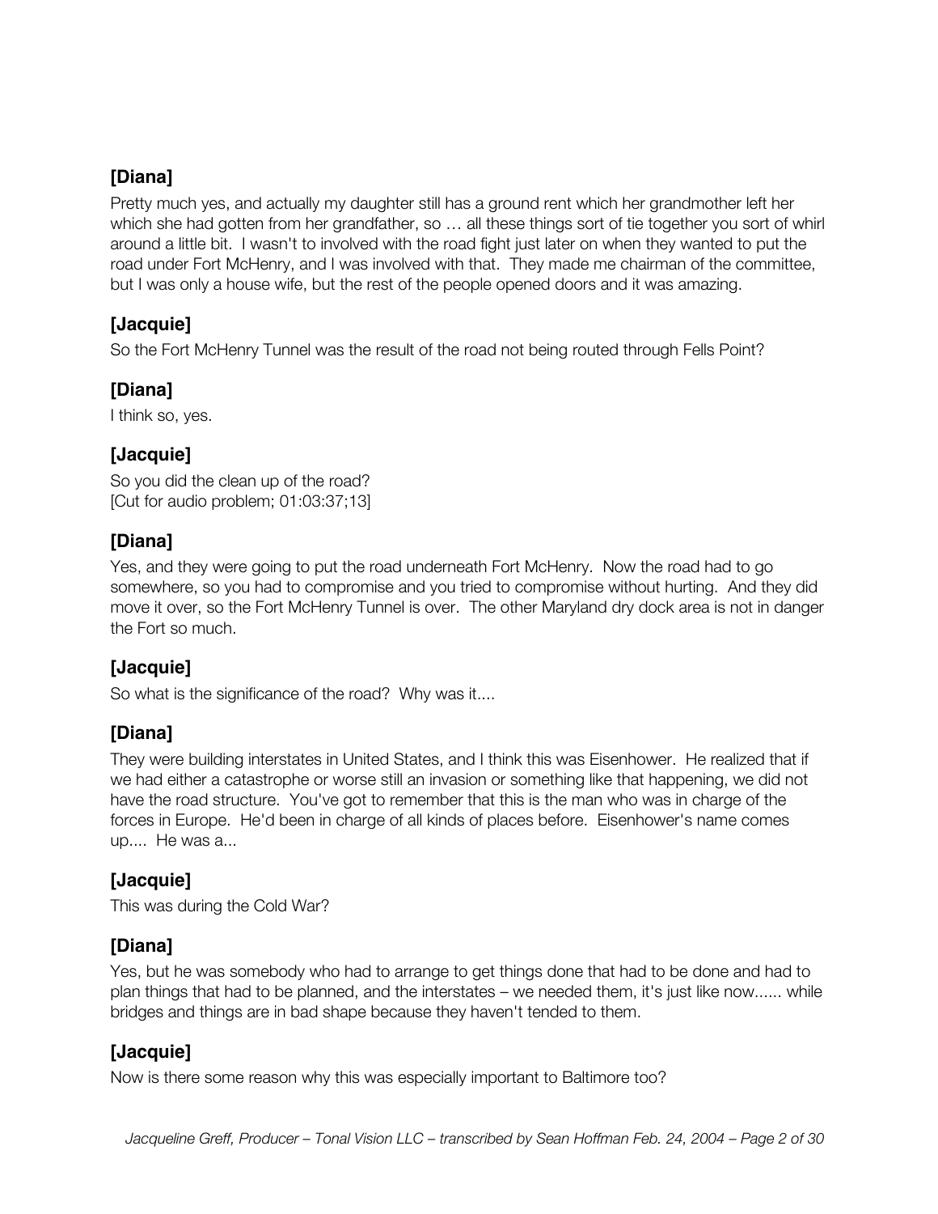## [Diana]

Pretty much yes, and actually my daughter still has a ground rent which her grandmother left her which she had gotten from her grandfather, so … all these things sort of tie together you sort of whirl around a little bit. I wasn't to involved with the road fight just later on when they wanted to put the road under Fort McHenry, and I was involved with that. They made me chairman of the committee, but I was only a house wife, but the rest of the people opened doors and it was amazing.

## [Jacquie]

So the Fort McHenry Tunnel was the result of the road not being routed through Fells Point?

## [Diana]

I think so, yes.

## [Jacquie]

So you did the clean up of the road?
[Cut for audio problem; 01:03:37;13]

## [Diana]

Yes, and they were going to put the road underneath Fort McHenry. Now the road had to go somewhere, so you had to compromise and you tried to compromise without hurting. And they did move it over, so the Fort McHenry Tunnel is over. The other Maryland dry dock area is not in danger the Fort so much.

## [Jacquie]

So what is the significance of the road? Why was it....

## [Diana]

They were building interstates in United States, and I think this was Eisenhower. He realized that if we had either a catastrophe or worse still an invasion or something like that happening, we did not have the road structure. You've got to remember that this is the man who was in charge of the forces in Europe. He'd been in charge of all kinds of places before. Eisenhower's name comes up.... He was a...

## [Jacquie]

This was during the Cold War?

## [Diana]

Yes, but he was somebody who had to arrange to get things done that had to be done and had to plan things that had to be planned, and the interstates – we needed them, it's just like now...... while bridges and things are in bad shape because they haven't tended to them.

## [Jacquie]

Now is there some reason why this was especially important to Baltimore too?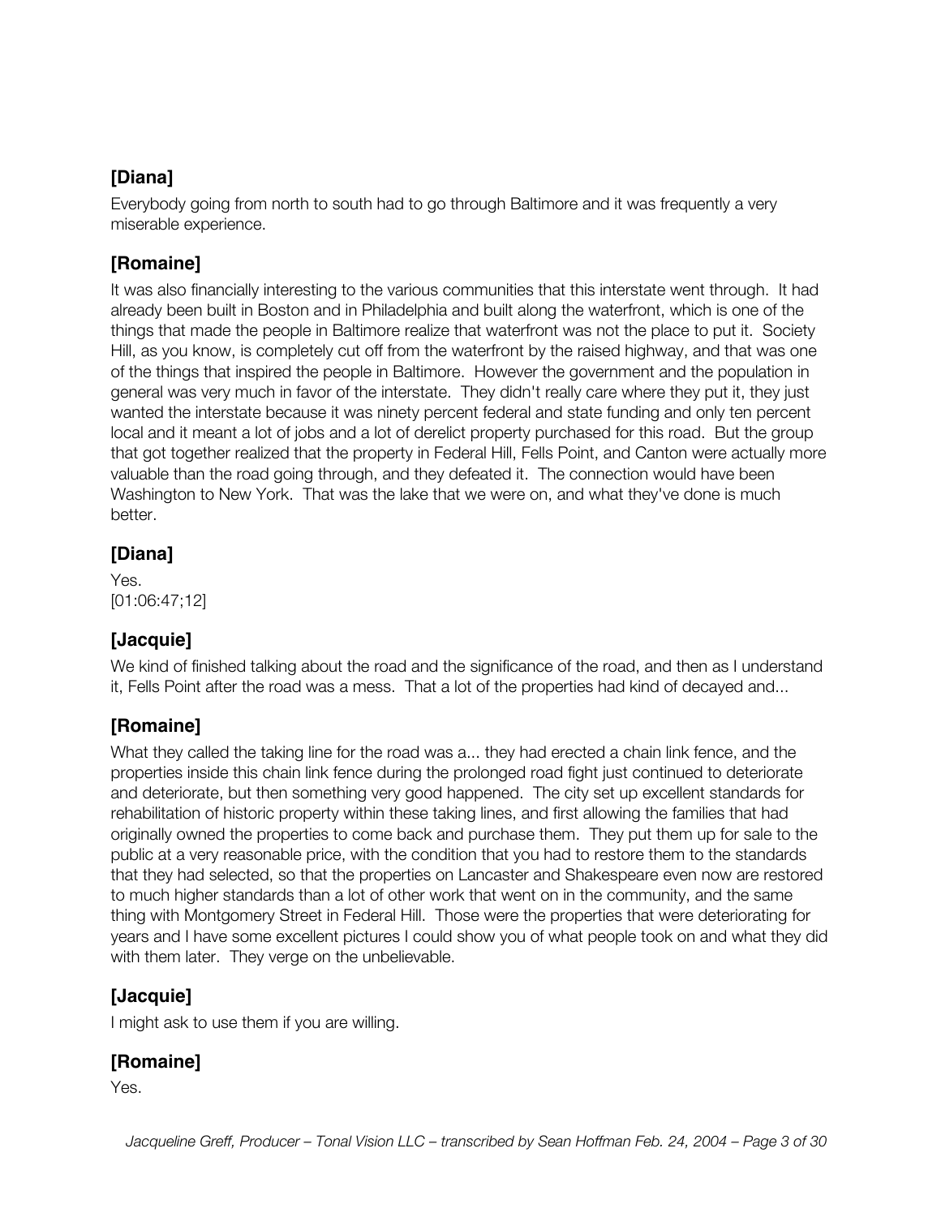## [Diana]

Everybody going from north to south had to go through Baltimore and it was frequently a very miserable experience.

## [Romaine]

It was also financially interesting to the various communities that this interstate went through. It had already been built in Boston and in Philadelphia and built along the waterfront, which is one of the things that made the people in Baltimore realize that waterfront was not the place to put it. Society Hill, as you know, is completely cut off from the waterfront by the raised highway, and that was one of the things that inspired the people in Baltimore. However the government and the population in general was very much in favor of the interstate. They didn't really care where they put it, they just wanted the interstate because it was ninety percent federal and state funding and only ten percent local and it meant a lot of jobs and a lot of derelict property purchased for this road. But the group that got together realized that the property in Federal Hill, Fells Point, and Canton were actually more valuable than the road going through, and they defeated it. The connection would have been Washington to New York. That was the lake that we were on, and what they've done is much better.

## [Diana]

Yes.
[01:06:47;12]

## [Jacquie]

We kind of finished talking about the road and the significance of the road, and then as I understand it, Fells Point after the road was a mess. That a lot of the properties had kind of decayed and...

## [Romaine]

What they called the taking line for the road was a... they had erected a chain link fence, and the properties inside this chain link fence during the prolonged road fight just continued to deteriorate and deteriorate, but then something very good happened. The city set up excellent standards for rehabilitation of historic property within these taking lines, and first allowing the families that had originally owned the properties to come back and purchase them. They put them up for sale to the public at a very reasonable price, with the condition that you had to restore them to the standards that they had selected, so that the properties on Lancaster and Shakespeare even now are restored to much higher standards than a lot of other work that went on in the community, and the same thing with Montgomery Street in Federal Hill. Those were the properties that were deteriorating for years and I have some excellent pictures I could show you of what people took on and what they did with them later. They verge on the unbelievable.

## [Jacquie]

I might ask to use them if you are willing.

## [Romaine]

Yes.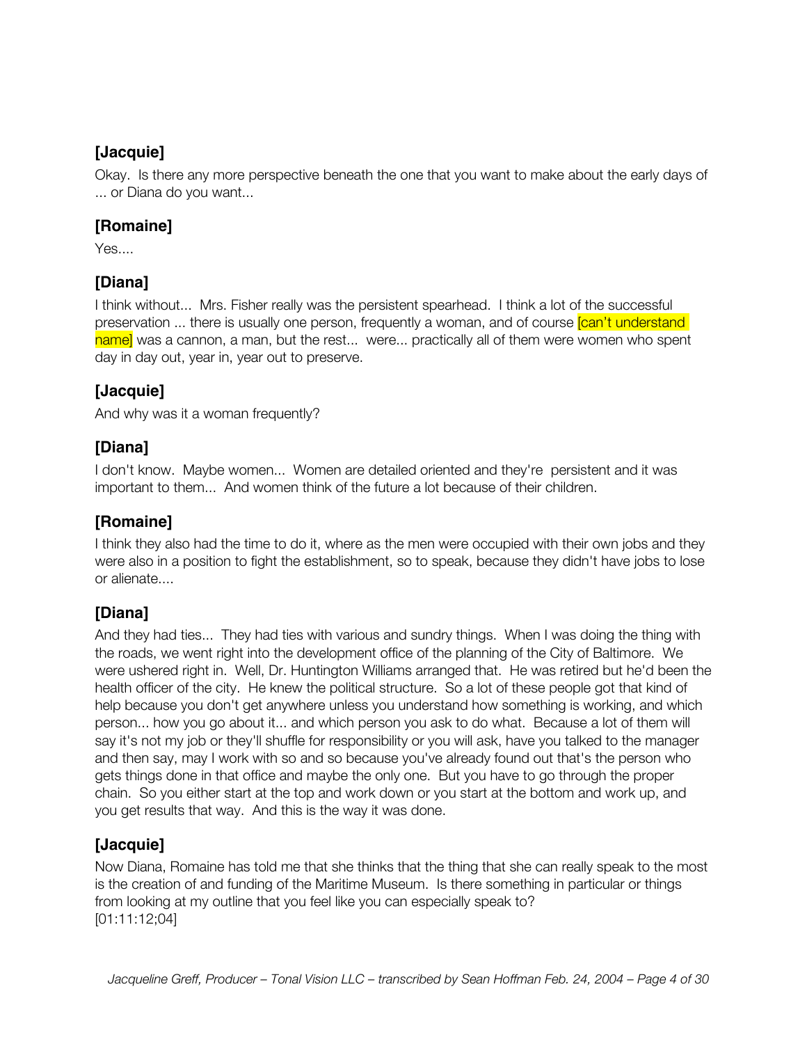**[Jacquie]**

Okay. Is there any more perspective beneath the one that you want to make about the early days of ... or Diana do you want...

**[Romaine]**

Yes....

**[Diana]**

I think without... Mrs. Fisher really was the persistent spearhead. I think a lot of the successful preservation ... there is usually one person, frequently a woman, and of course [can't understand name] was a cannon, a man, but the rest... were... practically all of them were women who spent day in day out, year in, year out to preserve.

**[Jacquie]**

And why was it a woman frequently?

**[Diana]**

I don't know. Maybe women... Women are detailed oriented and they're persistent and it was important to them... And women think of the future a lot because of their children.

**[Romaine]**

I think they also had the time to do it, where as the men were occupied with their own jobs and they were also in a position to fight the establishment, so to speak, because they didn't have jobs to lose or alienate....

**[Diana]**

And they had ties... They had ties with various and sundry things. When I was doing the thing with the roads, we went right into the development office of the planning of the City of Baltimore. We were ushered right in. Well, Dr. Huntington Williams arranged that. He was retired but he'd been the health officer of the city. He knew the political structure. So a lot of these people got that kind of help because you don't get anywhere unless you understand how something is working, and which person... how you go about it... and which person you ask to do what. Because a lot of them will say it's not my job or they'll shuffle for responsibility or you will ask, have you talked to the manager and then say, may I work with so and so because you've already found out that's the person who gets things done in that office and maybe the only one. But you have to go through the proper chain. So you either start at the top and work down or you start at the bottom and work up, and you get results that way. And this is the way it was done.

**[Jacquie]**

Now Diana, Romaine has told me that she thinks that the thing that she can really speak to the most is the creation of and funding of the Maritime Museum. Is there something in particular or things from looking at my outline that you feel like you can especially speak to?
[01:11:12;04]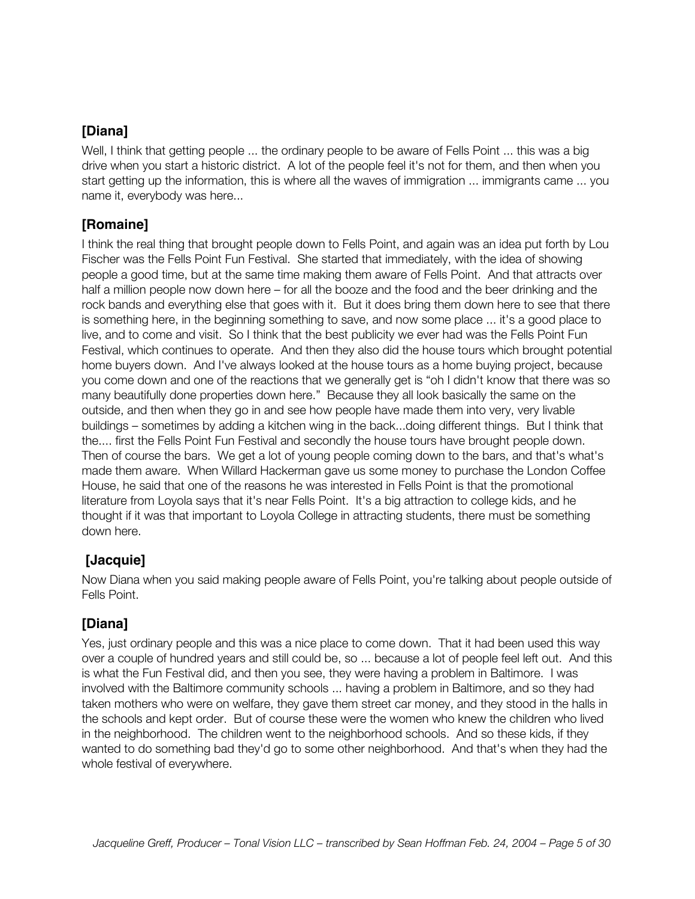## [Diana]

Well, I think that getting people ... the ordinary people to be aware of Fells Point ... this was a big drive when you start a historic district. A lot of the people feel it's not for them, and then when you start getting up the information, this is where all the waves of immigration ... immigrants came ... you name it, everybody was here...

## [Romaine]

I think the real thing that brought people down to Fells Point, and again was an idea put forth by Lou Fischer was the Fells Point Fun Festival. She started that immediately, with the idea of showing people a good time, but at the same time making them aware of Fells Point. And that attracts over half a million people now down here – for all the booze and the food and the beer drinking and the rock bands and everything else that goes with it. But it does bring them down here to see that there is something here, in the beginning something to save, and now some place ... it's a good place to live, and to come and visit. So I think that the best publicity we ever had was the Fells Point Fun Festival, which continues to operate. And then they also did the house tours which brought potential home buyers down. And I've always looked at the house tours as a home buying project, because you come down and one of the reactions that we generally get is "oh I didn't know that there was so many beautifully done properties down here." Because they all look basically the same on the outside, and then when they go in and see how people have made them into very, very livable buildings – sometimes by adding a kitchen wing in the back...doing different things. But I think that the.... first the Fells Point Fun Festival and secondly the house tours have brought people down. Then of course the bars. We get a lot of young people coming down to the bars, and that's what's made them aware. When Willard Hackerman gave us some money to purchase the London Coffee House, he said that one of the reasons he was interested in Fells Point is that the promotional literature from Loyola says that it's near Fells Point. It's a big attraction to college kids, and he thought if it was that important to Loyola College in attracting students, there must be something down here.

## [Jacquie]

Now Diana when you said making people aware of Fells Point, you're talking about people outside of Fells Point.

## [Diana]

Yes, just ordinary people and this was a nice place to come down. That it had been used this way over a couple of hundred years and still could be, so ... because a lot of people feel left out. And this is what the Fun Festival did, and then you see, they were having a problem in Baltimore. I was involved with the Baltimore community schools ... having a problem in Baltimore, and so they had taken mothers who were on welfare, they gave them street car money, and they stood in the halls in the schools and kept order. But of course these were the women who knew the children who lived in the neighborhood. The children went to the neighborhood schools. And so these kids, if they wanted to do something bad they'd go to some other neighborhood. And that's when they had the whole festival of everywhere.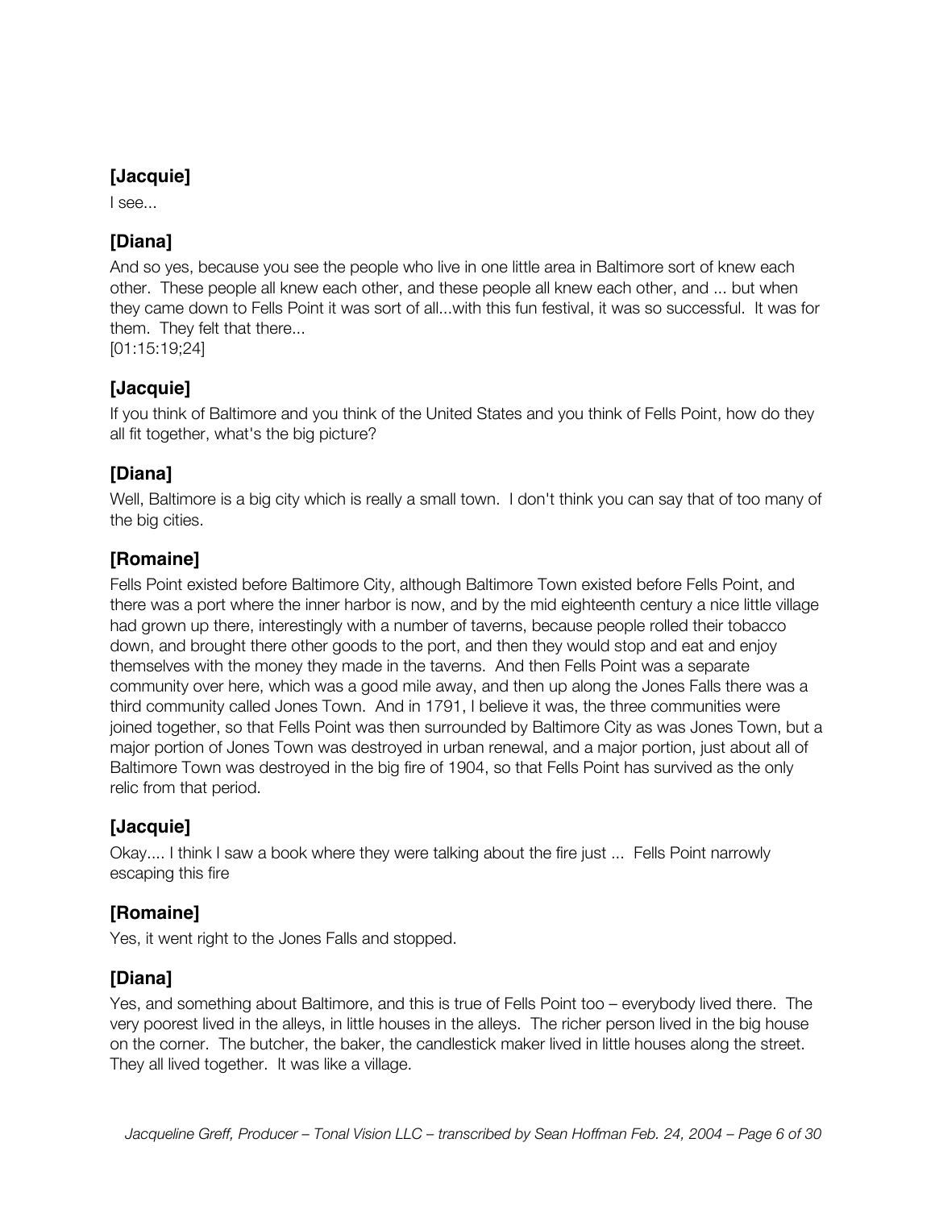**[Jacquie]**

I see...

**[Diana]**

And so yes, because you see the people who live in one little area in Baltimore sort of knew each other. These people all knew each other, and these people all knew each other, and ... but when they came down to Fells Point it was sort of all...with this fun festival, it was so successful. It was for them. They felt that there...
[01:15:19;24]

**[Jacquie]**

If you think of Baltimore and you think of the United States and you think of Fells Point, how do they all fit together, what's the big picture?

**[Diana]**

Well, Baltimore is a big city which is really a small town. I don't think you can say that of too many of the big cities.

**[Romaine]**

Fells Point existed before Baltimore City, although Baltimore Town existed before Fells Point, and there was a port where the inner harbor is now, and by the mid eighteenth century a nice little village had grown up there, interestingly with a number of taverns, because people rolled their tobacco down, and brought there other goods to the port, and then they would stop and eat and enjoy themselves with the money they made in the taverns. And then Fells Point was a separate community over here, which was a good mile away, and then up along the Jones Falls there was a third community called Jones Town. And in 1791, I believe it was, the three communities were joined together, so that Fells Point was then surrounded by Baltimore City as was Jones Town, but a major portion of Jones Town was destroyed in urban renewal, and a major portion, just about all of Baltimore Town was destroyed in the big fire of 1904, so that Fells Point has survived as the only relic from that period.

**[Jacquie]**

Okay.... I think I saw a book where they were talking about the fire just ... Fells Point narrowly escaping this fire

**[Romaine]**

Yes, it went right to the Jones Falls and stopped.

**[Diana]**

Yes, and something about Baltimore, and this is true of Fells Point too – everybody lived there. The very poorest lived in the alleys, in little houses in the alleys. The richer person lived in the big house on the corner. The butcher, the baker, the candlestick maker lived in little houses along the street. They all lived together. It was like a village.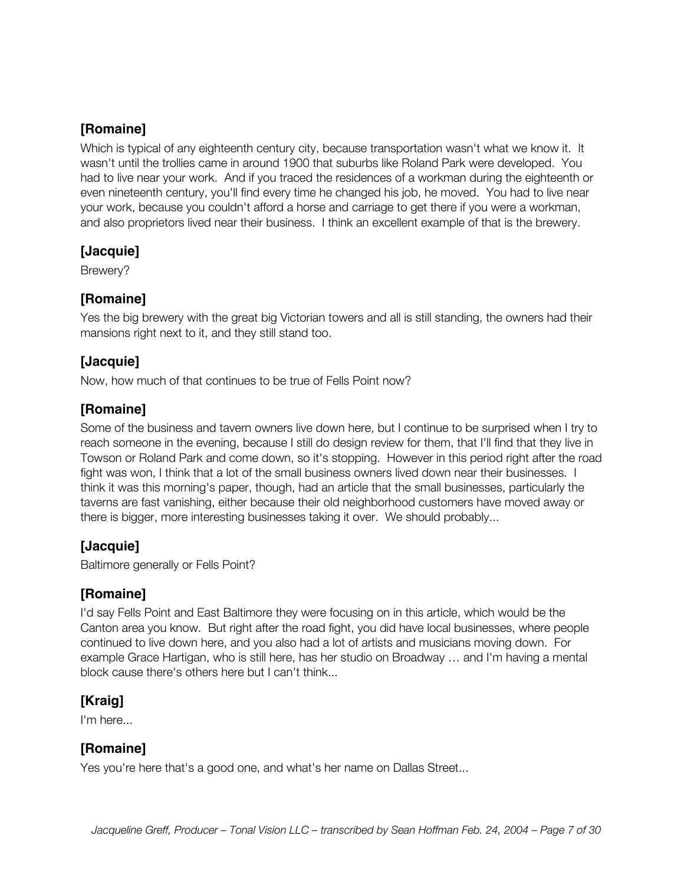### [Romaine]

Which is typical of any eighteenth century city, because transportation wasn't what we know it. It wasn't until the trollies came in around 1900 that suburbs like Roland Park were developed. You had to live near your work. And if you traced the residences of a workman during the eighteenth or even nineteenth century, you'll find every time he changed his job, he moved. You had to live near your work, because you couldn't afford a horse and carriage to get there if you were a workman, and also proprietors lived near their business. I think an excellent example of that is the brewery.

### [Jacquie]

Brewery?

### [Romaine]

Yes the big brewery with the great big Victorian towers and all is still standing, the owners had their mansions right next to it, and they still stand too.

### [Jacquie]

Now, how much of that continues to be true of Fells Point now?

### [Romaine]

Some of the business and tavern owners live down here, but I continue to be surprised when I try to reach someone in the evening, because I still do design review for them, that I'll find that they live in Towson or Roland Park and come down, so it's stopping. However in this period right after the road fight was won, I think that a lot of the small business owners lived down near their businesses. I think it was this morning's paper, though, had an article that the small businesses, particularly the taverns are fast vanishing, either because their old neighborhood customers have moved away or there is bigger, more interesting businesses taking it over. We should probably...

### [Jacquie]

Baltimore generally or Fells Point?

### [Romaine]

I'd say Fells Point and East Baltimore they were focusing on in this article, which would be the Canton area you know. But right after the road fight, you did have local businesses, where people continued to live down here, and you also had a lot of artists and musicians moving down. For example Grace Hartigan, who is still here, has her studio on Broadway … and I'm having a mental block cause there's others here but I can't think...

### [Kraig]

I'm here...

### [Romaine]

Yes you're here that's a good one, and what's her name on Dallas Street...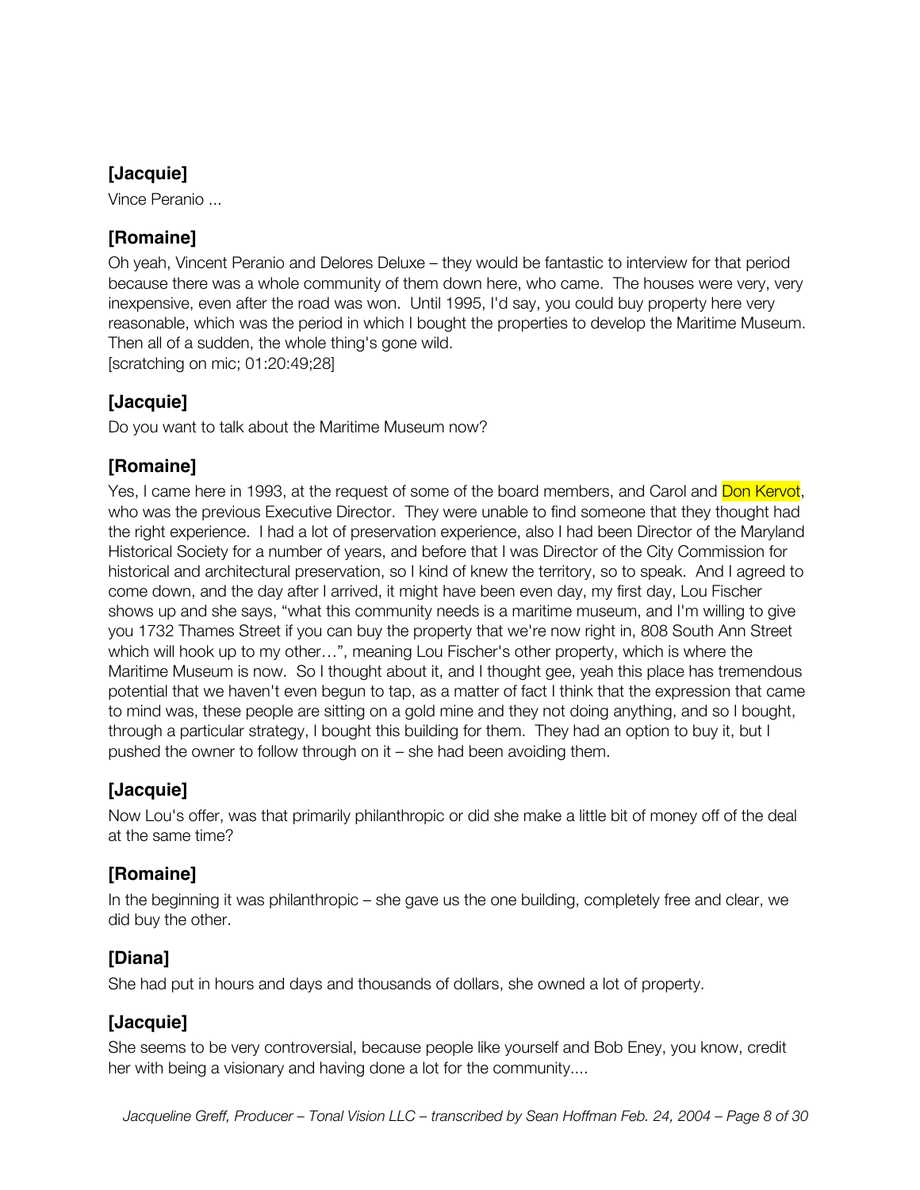### [Jacquie]

Vince Peranio ...

### [Romaine]

Oh yeah, Vincent Peranio and Delores Deluxe – they would be fantastic to interview for that period because there was a whole community of them down here, who came. The houses were very, very inexpensive, even after the road was won. Until 1995, I'd say, you could buy property here very reasonable, which was the period in which I bought the properties to develop the Maritime Museum. Then all of a sudden, the whole thing's gone wild.
[scratching on mic; 01:20:49;28]

### [Jacquie]

Do you want to talk about the Maritime Museum now?

### [Romaine]

Yes, I came here in 1993, at the request of some of the board members, and Carol and Don Kervot, who was the previous Executive Director. They were unable to find someone that they thought had the right experience. I had a lot of preservation experience, also I had been Director of the Maryland Historical Society for a number of years, and before that I was Director of the City Commission for historical and architectural preservation, so I kind of knew the territory, so to speak. And I agreed to come down, and the day after I arrived, it might have been even day, my first day, Lou Fischer shows up and she says, "what this community needs is a maritime museum, and I'm willing to give you 1732 Thames Street if you can buy the property that we're now right in, 808 South Ann Street which will hook up to my other…", meaning Lou Fischer's other property, which is where the Maritime Museum is now. So I thought about it, and I thought gee, yeah this place has tremendous potential that we haven't even begun to tap, as a matter of fact I think that the expression that came to mind was, these people are sitting on a gold mine and they not doing anything, and so I bought, through a particular strategy, I bought this building for them. They had an option to buy it, but I pushed the owner to follow through on it – she had been avoiding them.

### [Jacquie]

Now Lou's offer, was that primarily philanthropic or did she make a little bit of money off of the deal at the same time?

### [Romaine]

In the beginning it was philanthropic – she gave us the one building, completely free and clear, we did buy the other.

### [Diana]

She had put in hours and days and thousands of dollars, she owned a lot of property.

### [Jacquie]

She seems to be very controversial, because people like yourself and Bob Eney, you know, credit her with being a visionary and having done a lot for the community....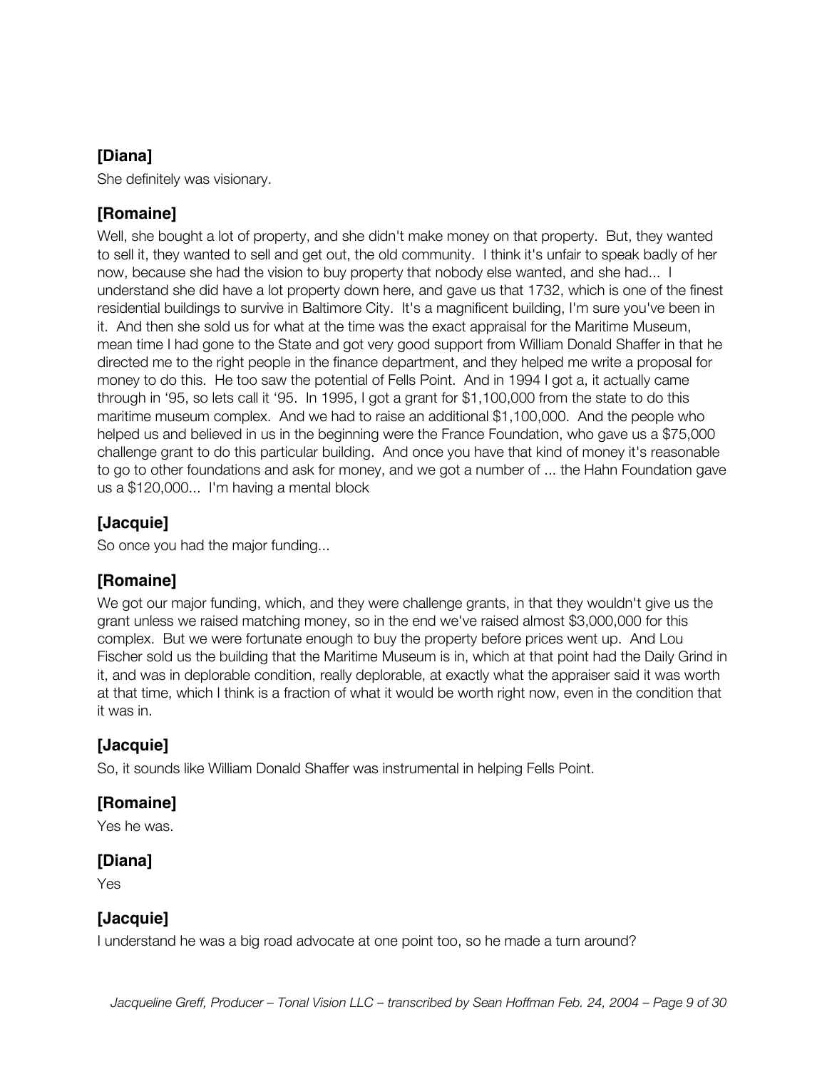### [Diana]

She definitely was visionary.

### [Romaine]

Well, she bought a lot of property, and she didn't make money on that property. But, they wanted to sell it, they wanted to sell and get out, the old community. I think it's unfair to speak badly of her now, because she had the vision to buy property that nobody else wanted, and she had... I understand she did have a lot property down here, and gave us that 1732, which is one of the finest residential buildings to survive in Baltimore City. It's a magnificent building, I'm sure you've been in it. And then she sold us for what at the time was the exact appraisal for the Maritime Museum, mean time I had gone to the State and got very good support from William Donald Shaffer in that he directed me to the right people in the finance department, and they helped me write a proposal for money to do this. He too saw the potential of Fells Point. And in 1994 I got a, it actually came through in '95, so lets call it '95. In 1995, I got a grant for $1,100,000 from the state to do this maritime museum complex. And we had to raise an additional $1,100,000. And the people who helped us and believed in us in the beginning were the France Foundation, who gave us a $75,000 challenge grant to do this particular building. And once you have that kind of money it's reasonable to go to other foundations and ask for money, and we got a number of ... the Hahn Foundation gave us a $120,000... I'm having a mental block

### [Jacquie]

So once you had the major funding...

### [Romaine]

We got our major funding, which, and they were challenge grants, in that they wouldn't give us the grant unless we raised matching money, so in the end we've raised almost $3,000,000 for this complex. But we were fortunate enough to buy the property before prices went up. And Lou Fischer sold us the building that the Maritime Museum is in, which at that point had the Daily Grind in it, and was in deplorable condition, really deplorable, at exactly what the appraiser said it was worth at that time, which I think is a fraction of what it would be worth right now, even in the condition that it was in.

### [Jacquie]

So, it sounds like William Donald Shaffer was instrumental in helping Fells Point.

### [Romaine]

Yes he was.

### [Diana]

Yes

### [Jacquie]

I understand he was a big road advocate at one point too, so he made a turn around?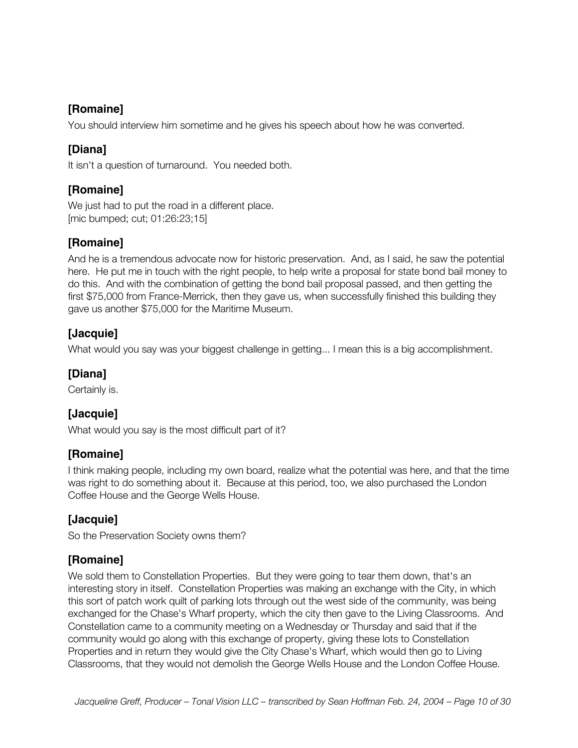### [Romaine]

You should interview him sometime and he gives his speech about how he was converted.

### [Diana]

It isn't a question of turnaround. You needed both.

### [Romaine]

We just had to put the road in a different place.
[mic bumped; cut; 01:26:23;15]

### [Romaine]

And he is a tremendous advocate now for historic preservation. And, as I said, he saw the potential here. He put me in touch with the right people, to help write a proposal for state bond bail money to do this. And with the combination of getting the bond bail proposal passed, and then getting the first $75,000 from France-Merrick, then they gave us, when successfully finished this building they gave us another $75,000 for the Maritime Museum.

### [Jacquie]

What would you say was your biggest challenge in getting... I mean this is a big accomplishment.

### [Diana]

Certainly is.

### [Jacquie]

What would you say is the most difficult part of it?

### [Romaine]

I think making people, including my own board, realize what the potential was here, and that the time was right to do something about it. Because at this period, too, we also purchased the London Coffee House and the George Wells House.

### [Jacquie]

So the Preservation Society owns them?

### [Romaine]

We sold them to Constellation Properties. But they were going to tear them down, that's an interesting story in itself. Constellation Properties was making an exchange with the City, in which this sort of patch work quilt of parking lots through out the west side of the community, was being exchanged for the Chase's Wharf property, which the city then gave to the Living Classrooms. And Constellation came to a community meeting on a Wednesday or Thursday and said that if the community would go along with this exchange of property, giving these lots to Constellation Properties and in return they would give the City Chase's Wharf, which would then go to Living Classrooms, that they would not demolish the George Wells House and the London Coffee House.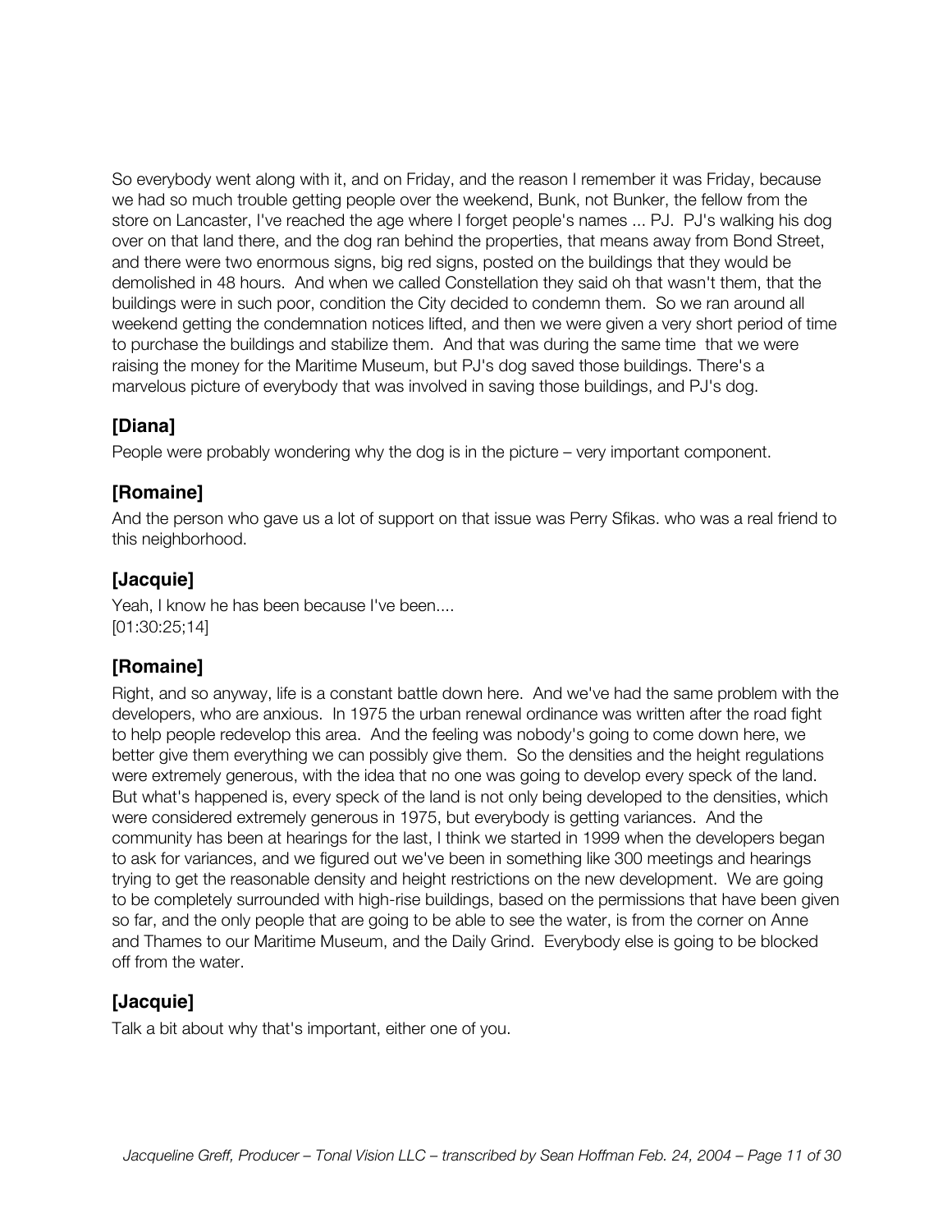So everybody went along with it, and on Friday, and the reason I remember it was Friday, because we had so much trouble getting people over the weekend, Bunk, not Bunker, the fellow from the store on Lancaster, I've reached the age where I forget people's names ... PJ. PJ's walking his dog over on that land there, and the dog ran behind the properties, that means away from Bond Street, and there were two enormous signs, big red signs, posted on the buildings that they would be demolished in 48 hours. And when we called Constellation they said oh that wasn't them, that the buildings were in such poor, condition the City decided to condemn them. So we ran around all weekend getting the condemnation notices lifted, and then we were given a very short period of time to purchase the buildings and stabilize them. And that was during the same time that we were raising the money for the Maritime Museum, but PJ's dog saved those buildings. There's a marvelous picture of everybody that was involved in saving those buildings, and PJ's dog.

### [Diana]

People were probably wondering why the dog is in the picture – very important component.

### [Romaine]

And the person who gave us a lot of support on that issue was Perry Sfikas. who was a real friend to this neighborhood.

### [Jacquie]

Yeah, I know he has been because I've been....
[01:30:25;14]

### [Romaine]

Right, and so anyway, life is a constant battle down here. And we've had the same problem with the developers, who are anxious. In 1975 the urban renewal ordinance was written after the road fight to help people redevelop this area. And the feeling was nobody's going to come down here, we better give them everything we can possibly give them. So the densities and the height regulations were extremely generous, with the idea that no one was going to develop every speck of the land. But what's happened is, every speck of the land is not only being developed to the densities, which were considered extremely generous in 1975, but everybody is getting variances. And the community has been at hearings for the last, I think we started in 1999 when the developers began to ask for variances, and we figured out we've been in something like 300 meetings and hearings trying to get the reasonable density and height restrictions on the new development. We are going to be completely surrounded with high-rise buildings, based on the permissions that have been given so far, and the only people that are going to be able to see the water, is from the corner on Anne and Thames to our Maritime Museum, and the Daily Grind. Everybody else is going to be blocked off from the water.

### [Jacquie]

Talk a bit about why that's important, either one of you.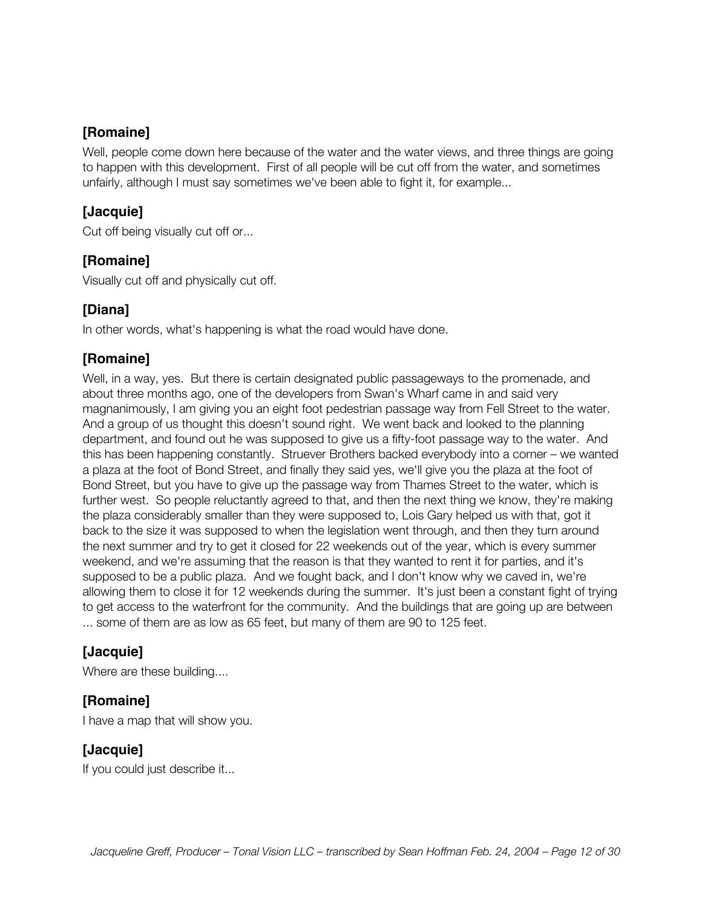**[Romaine]**

Well, people come down here because of the water and the water views, and three things are going to happen with this development. First of all people will be cut off from the water, and sometimes unfairly, although I must say sometimes we've been able to fight it, for example...

**[Jacquie]**

Cut off being visually cut off or...

**[Romaine]**

Visually cut off and physically cut off.

**[Diana]**

In other words, what's happening is what the road would have done.

**[Romaine]**

Well, in a way, yes. But there is certain designated public passageways to the promenade, and about three months ago, one of the developers from Swan's Wharf came in and said very magnanimously, I am giving you an eight foot pedestrian passage way from Fell Street to the water. And a group of us thought this doesn't sound right. We went back and looked to the planning department, and found out he was supposed to give us a fifty-foot passage way to the water. And this has been happening constantly. Struever Brothers backed everybody into a corner – we wanted a plaza at the foot of Bond Street, and finally they said yes, we'll give you the plaza at the foot of Bond Street, but you have to give up the passage way from Thames Street to the water, which is further west. So people reluctantly agreed to that, and then the next thing we know, they're making the plaza considerably smaller than they were supposed to, Lois Gary helped us with that, got it back to the size it was supposed to when the legislation went through, and then they turn around the next summer and try to get it closed for 22 weekends out of the year, which is every summer weekend, and we're assuming that the reason is that they wanted to rent it for parties, and it's supposed to be a public plaza. And we fought back, and I don't know why we caved in, we're allowing them to close it for 12 weekends during the summer. It's just been a constant fight of trying to get access to the waterfront for the community. And the buildings that are going up are between ... some of them are as low as 65 feet, but many of them are 90 to 125 feet.

**[Jacquie]**

Where are these building....

**[Romaine]**

I have a map that will show you.

**[Jacquie]**

If you could just describe it...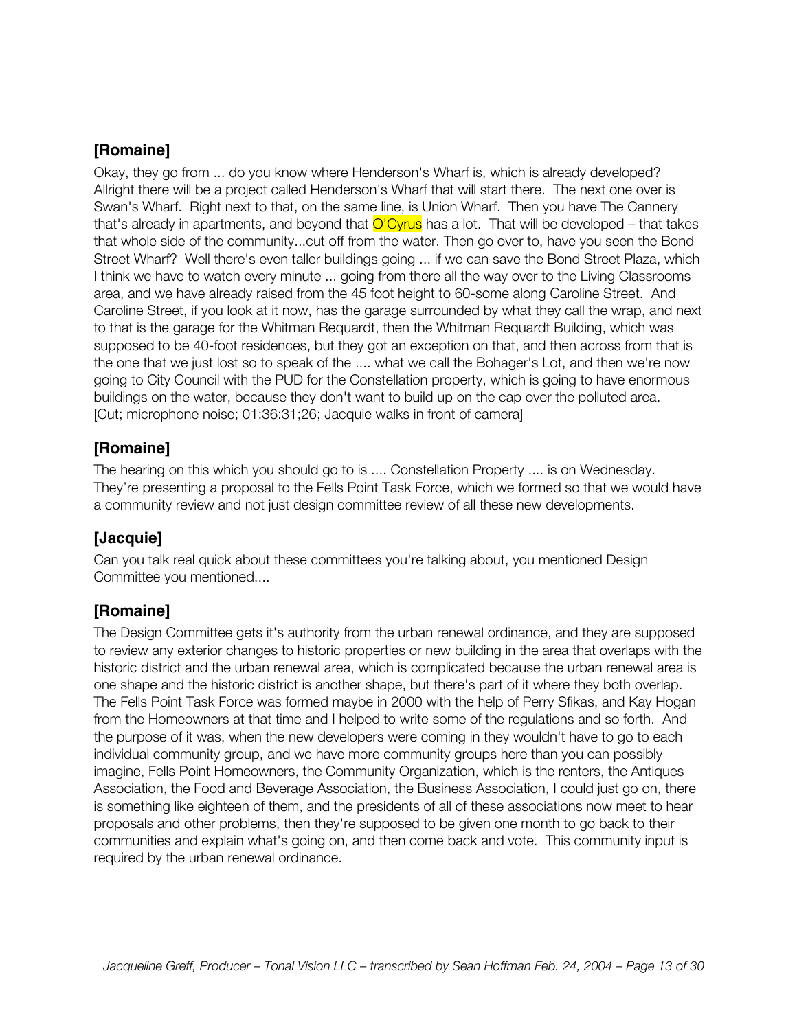### [Romaine]

Okay, they go from ... do you know where Henderson's Wharf is, which is already developed? Allright there will be a project called Henderson's Wharf that will start there. The next one over is Swan's Wharf. Right next to that, on the same line, is Union Wharf. Then you have The Cannery that's already in apartments, and beyond that O'Cyrus has a lot. That will be developed – that takes that whole side of the community...cut off from the water. Then go over to, have you seen the Bond Street Wharf? Well there's even taller buildings going ... if we can save the Bond Street Plaza, which I think we have to watch every minute ... going from there all the way over to the Living Classrooms area, and we have already raised from the 45 foot height to 60-some along Caroline Street. And Caroline Street, if you look at it now, has the garage surrounded by what they call the wrap, and next to that is the garage for the Whitman Requardt, then the Whitman Requardt Building, which was supposed to be 40-foot residences, but they got an exception on that, and then across from that is the one that we just lost so to speak of the .... what we call the Bohager's Lot, and then we're now going to City Council with the PUD for the Constellation property, which is going to have enormous buildings on the water, because they don't want to build up on the cap over the polluted area. [Cut; microphone noise; 01:36:31;26; Jacquie walks in front of camera]

### [Romaine]

The hearing on this which you should go to is .... Constellation Property .... is on Wednesday. They're presenting a proposal to the Fells Point Task Force, which we formed so that we would have a community review and not just design committee review of all these new developments.

### [Jacquie]

Can you talk real quick about these committees you're talking about, you mentioned Design Committee you mentioned....

### [Romaine]

The Design Committee gets it's authority from the urban renewal ordinance, and they are supposed to review any exterior changes to historic properties or new building in the area that overlaps with the historic district and the urban renewal area, which is complicated because the urban renewal area is one shape and the historic district is another shape, but there's part of it where they both overlap. The Fells Point Task Force was formed maybe in 2000 with the help of Perry Sfikas, and Kay Hogan from the Homeowners at that time and I helped to write some of the regulations and so forth. And the purpose of it was, when the new developers were coming in they wouldn't have to go to each individual community group, and we have more community groups here than you can possibly imagine, Fells Point Homeowners, the Community Organization, which is the renters, the Antiques Association, the Food and Beverage Association, the Business Association, I could just go on, there is something like eighteen of them, and the presidents of all of these associations now meet to hear proposals and other problems, then they're supposed to be given one month to go back to their communities and explain what's going on, and then come back and vote. This community input is required by the urban renewal ordinance.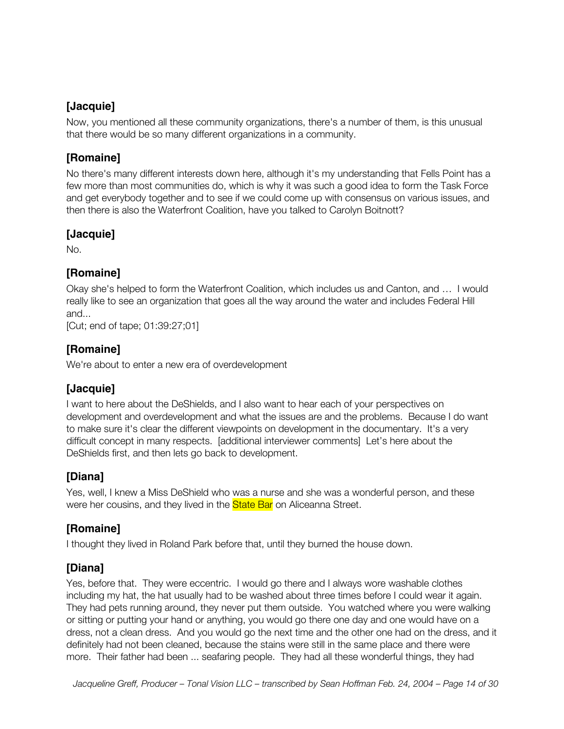### [Jacquie]

Now, you mentioned all these community organizations, there's a number of them, is this unusual that there would be so many different organizations in a community.

### [Romaine]

No there's many different interests down here, although it's my understanding that Fells Point has a few more than most communities do, which is why it was such a good idea to form the Task Force and get everybody together and to see if we could come up with consensus on various issues, and then there is also the Waterfront Coalition, have you talked to Carolyn Boitnott?

### [Jacquie]

No.

### [Romaine]

Okay she's helped to form the Waterfront Coalition, which includes us and Canton, and … I would really like to see an organization that goes all the way around the water and includes Federal Hill and...
[Cut; end of tape; 01:39:27;01]

### [Romaine]

We're about to enter a new era of overdevelopment

### [Jacquie]

I want to here about the DeShields, and I also want to hear each of your perspectives on development and overdevelopment and what the issues are and the problems. Because I do want to make sure it's clear the different viewpoints on development in the documentary. It's a very difficult concept in many respects. [additional interviewer comments] Let's here about the DeShields first, and then lets go back to development.

### [Diana]

Yes, well, I knew a Miss DeShield who was a nurse and she was a wonderful person, and these were her cousins, and they lived in the State Bar on Aliceanna Street.

### [Romaine]

I thought they lived in Roland Park before that, until they burned the house down.

### [Diana]

Yes, before that. They were eccentric. I would go there and I always wore washable clothes including my hat, the hat usually had to be washed about three times before I could wear it again. They had pets running around, they never put them outside. You watched where you were walking or sitting or putting your hand or anything, you would go there one day and one would have on a dress, not a clean dress. And you would go the next time and the other one had on the dress, and it definitely had not been cleaned, because the stains were still in the same place and there were more. Their father had been ... seafaring people. They had all these wonderful things, they had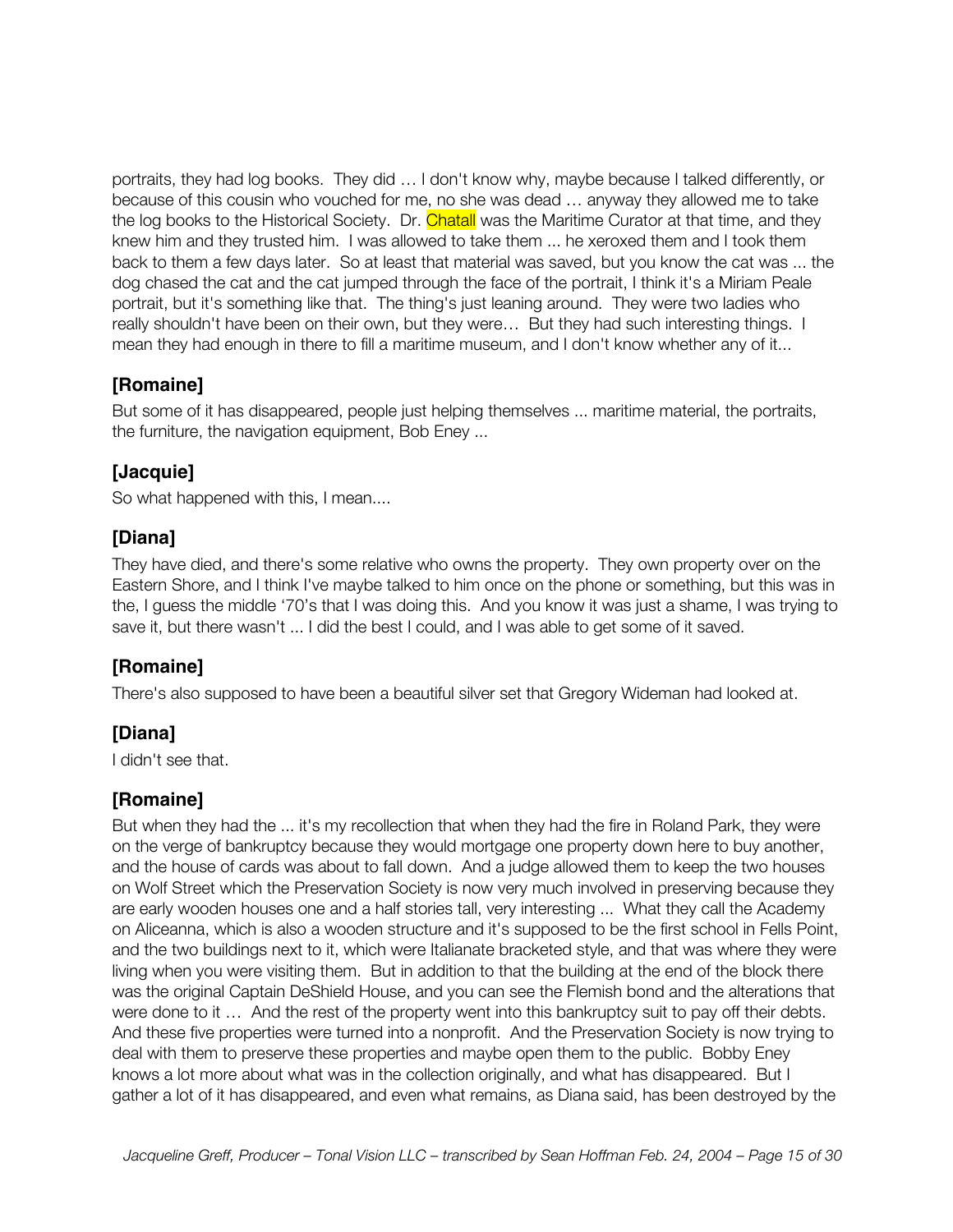portraits, they had log books. They did … I don't know why, maybe because I talked differently, or because of this cousin who vouched for me, no she was dead … anyway they allowed me to take the log books to the Historical Society. Dr. Chatall was the Maritime Curator at that time, and they knew him and they trusted him. I was allowed to take them ... he xeroxed them and I took them back to them a few days later. So at least that material was saved, but you know the cat was ... the dog chased the cat and the cat jumped through the face of the portrait, I think it's a Miriam Peale portrait, but it's something like that. The thing's just leaning around. They were two ladies who really shouldn't have been on their own, but they were… But they had such interesting things. I mean they had enough in there to fill a maritime museum, and I don't know whether any of it...

### [Romaine]

But some of it has disappeared, people just helping themselves ... maritime material, the portraits, the furniture, the navigation equipment, Bob Eney ...

### [Jacquie]

So what happened with this, I mean....

### [Diana]

They have died, and there's some relative who owns the property. They own property over on the Eastern Shore, and I think I've maybe talked to him once on the phone or something, but this was in the, I guess the middle '70's that I was doing this. And you know it was just a shame, I was trying to save it, but there wasn't ... I did the best I could, and I was able to get some of it saved.

### [Romaine]

There's also supposed to have been a beautiful silver set that Gregory Wideman had looked at.

### [Diana]

I didn't see that.

### [Romaine]

But when they had the ... it's my recollection that when they had the fire in Roland Park, they were on the verge of bankruptcy because they would mortgage one property down here to buy another, and the house of cards was about to fall down. And a judge allowed them to keep the two houses on Wolf Street which the Preservation Society is now very much involved in preserving because they are early wooden houses one and a half stories tall, very interesting ... What they call the Academy on Aliceanna, which is also a wooden structure and it's supposed to be the first school in Fells Point, and the two buildings next to it, which were Italianate bracketed style, and that was where they were living when you were visiting them. But in addition to that the building at the end of the block there was the original Captain DeShield House, and you can see the Flemish bond and the alterations that were done to it … And the rest of the property went into this bankruptcy suit to pay off their debts. And these five properties were turned into a nonprofit. And the Preservation Society is now trying to deal with them to preserve these properties and maybe open them to the public. Bobby Eney knows a lot more about what was in the collection originally, and what has disappeared. But I gather a lot of it has disappeared, and even what remains, as Diana said, has been destroyed by the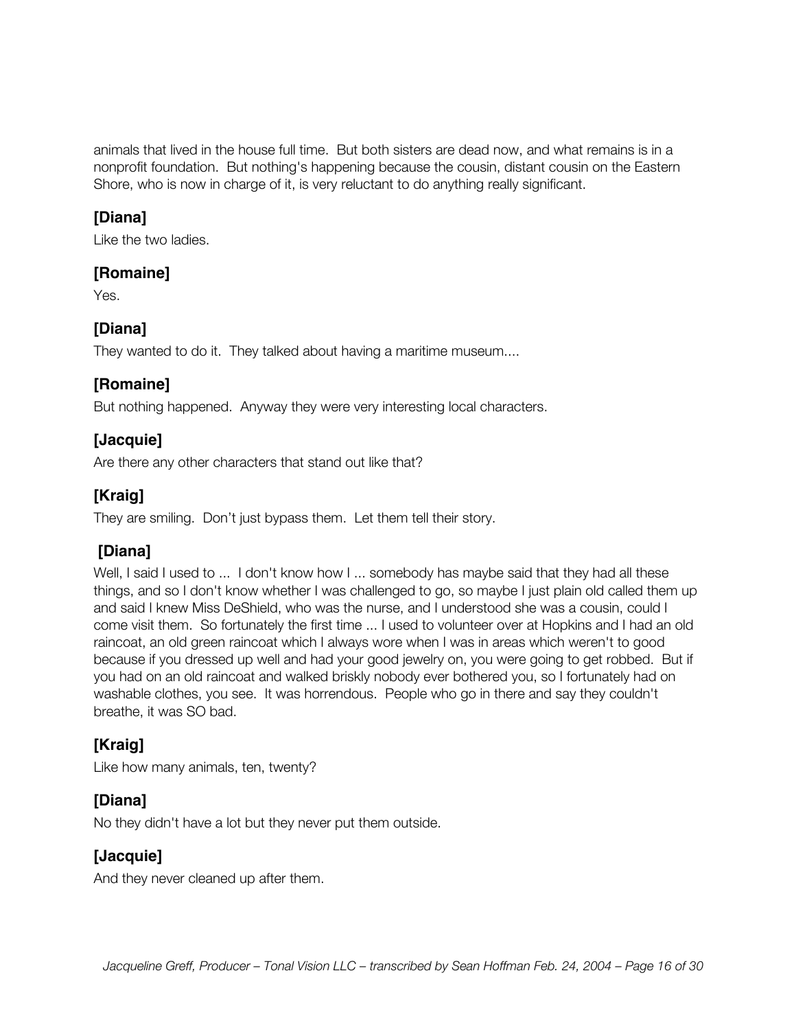animals that lived in the house full time. But both sisters are dead now, and what remains is in a nonprofit foundation. But nothing's happening because the cousin, distant cousin on the Eastern Shore, who is now in charge of it, is very reluctant to do anything really significant.

**[Diana]**

Like the two ladies.

**[Romaine]**

Yes.

**[Diana]**

They wanted to do it. They talked about having a maritime museum....

**[Romaine]**

But nothing happened. Anyway they were very interesting local characters.

**[Jacquie]**

Are there any other characters that stand out like that?

**[Kraig]**

They are smiling. Don't just bypass them. Let them tell their story.

**[Diana]**

Well, I said I used to ... I don't know how I ... somebody has maybe said that they had all these things, and so I don't know whether I was challenged to go, so maybe I just plain old called them up and said I knew Miss DeShield, who was the nurse, and I understood she was a cousin, could I come visit them. So fortunately the first time ... I used to volunteer over at Hopkins and I had an old raincoat, an old green raincoat which I always wore when I was in areas which weren't to good because if you dressed up well and had your good jewelry on, you were going to get robbed. But if you had on an old raincoat and walked briskly nobody ever bothered you, so I fortunately had on washable clothes, you see. It was horrendous. People who go in there and say they couldn't breathe, it was SO bad.

**[Kraig]**

Like how many animals, ten, twenty?

**[Diana]**

No they didn't have a lot but they never put them outside.

**[Jacquie]**

And they never cleaned up after them.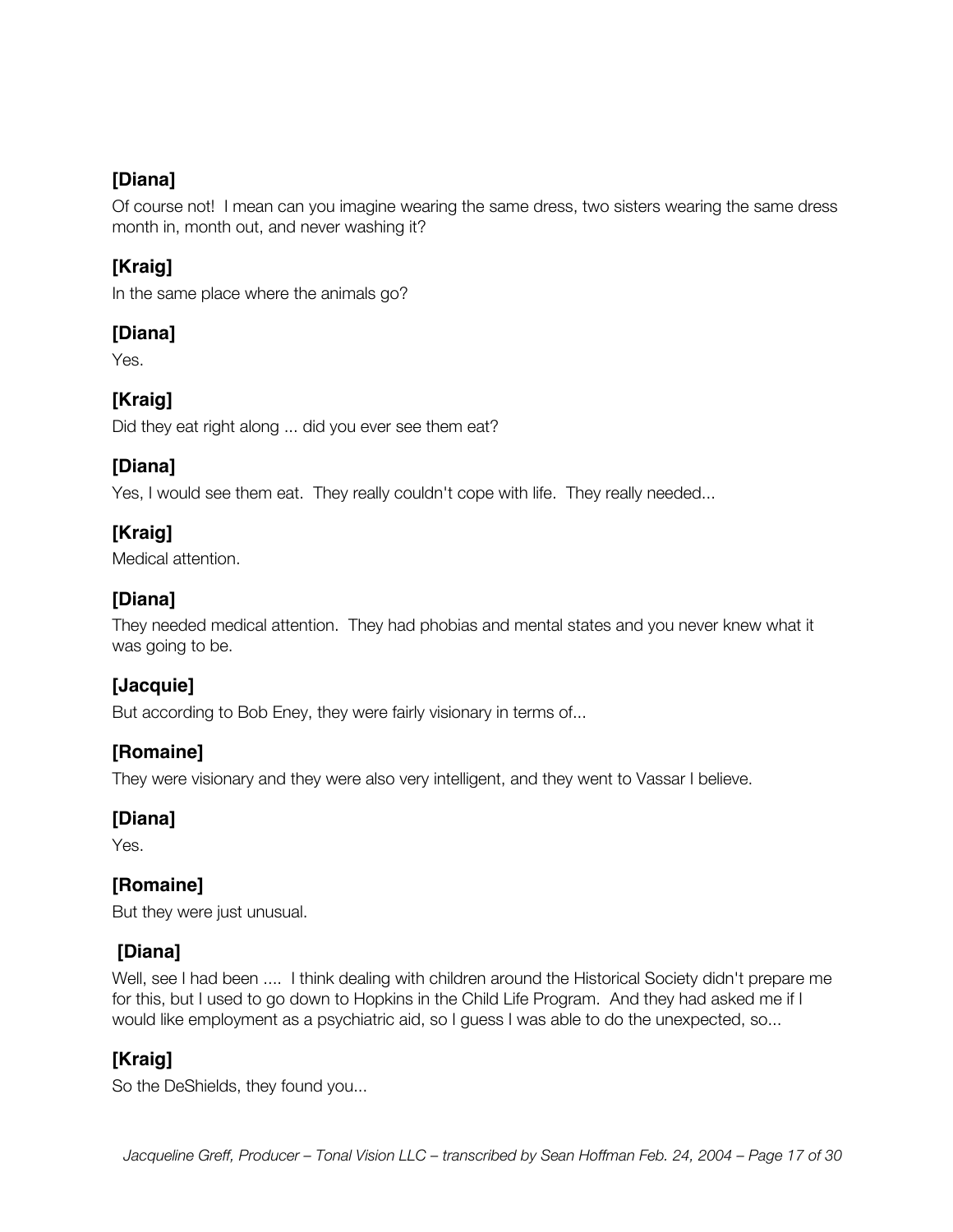**[Diana]**

Of course not! I mean can you imagine wearing the same dress, two sisters wearing the same dress month in, month out, and never washing it?

**[Kraig]**

In the same place where the animals go?

**[Diana]**

Yes.

**[Kraig]**

Did they eat right along ... did you ever see them eat?

**[Diana]**

Yes, I would see them eat. They really couldn't cope with life. They really needed...

**[Kraig]**

Medical attention.

**[Diana]**

They needed medical attention. They had phobias and mental states and you never knew what it was going to be.

**[Jacquie]**

But according to Bob Eney, they were fairly visionary in terms of...

**[Romaine]**

They were visionary and they were also very intelligent, and they went to Vassar I believe.

**[Diana]**

Yes.

**[Romaine]**

But they were just unusual.

**[Diana]**

Well, see I had been .... I think dealing with children around the Historical Society didn't prepare me for this, but I used to go down to Hopkins in the Child Life Program. And they had asked me if I would like employment as a psychiatric aid, so I guess I was able to do the unexpected, so...

**[Kraig]**

So the DeShields, they found you...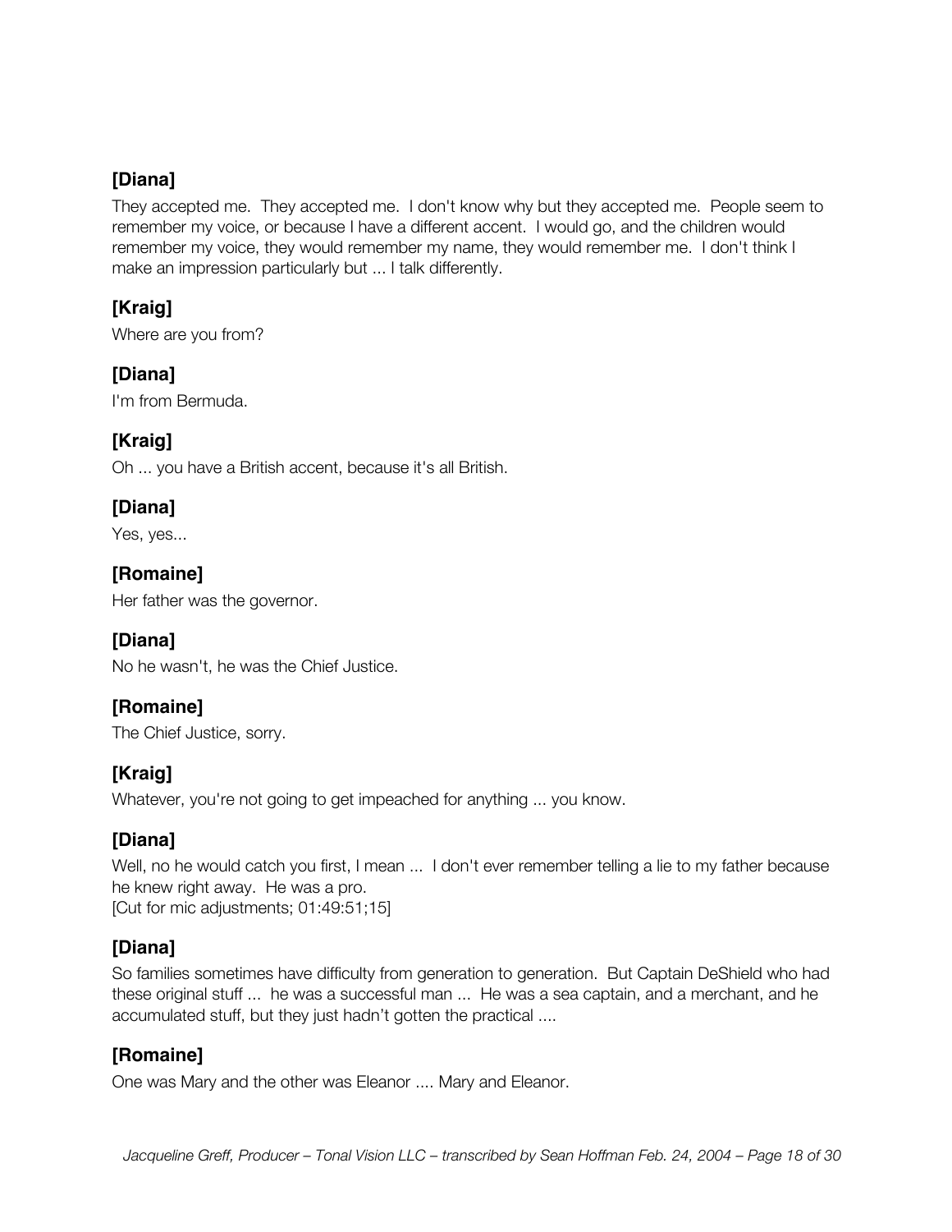**[Diana]**

They accepted me. They accepted me. I don't know why but they accepted me. People seem to remember my voice, or because I have a different accent. I would go, and the children would remember my voice, they would remember my name, they would remember me. I don't think I make an impression particularly but ... I talk differently.

**[Kraig]**

Where are you from?

**[Diana]**

I'm from Bermuda.

**[Kraig]**

Oh ... you have a British accent, because it's all British.

**[Diana]**

Yes, yes...

**[Romaine]**

Her father was the governor.

**[Diana]**

No he wasn't, he was the Chief Justice.

**[Romaine]**

The Chief Justice, sorry.

**[Kraig]**

Whatever, you're not going to get impeached for anything ... you know.

**[Diana]**

Well, no he would catch you first, I mean ... I don't ever remember telling a lie to my father because he knew right away. He was a pro.
[Cut for mic adjustments; 01:49:51;15]

**[Diana]**

So families sometimes have difficulty from generation to generation. But Captain DeShield who had these original stuff ... he was a successful man ... He was a sea captain, and a merchant, and he accumulated stuff, but they just hadn't gotten the practical ....

**[Romaine]**

One was Mary and the other was Eleanor .... Mary and Eleanor.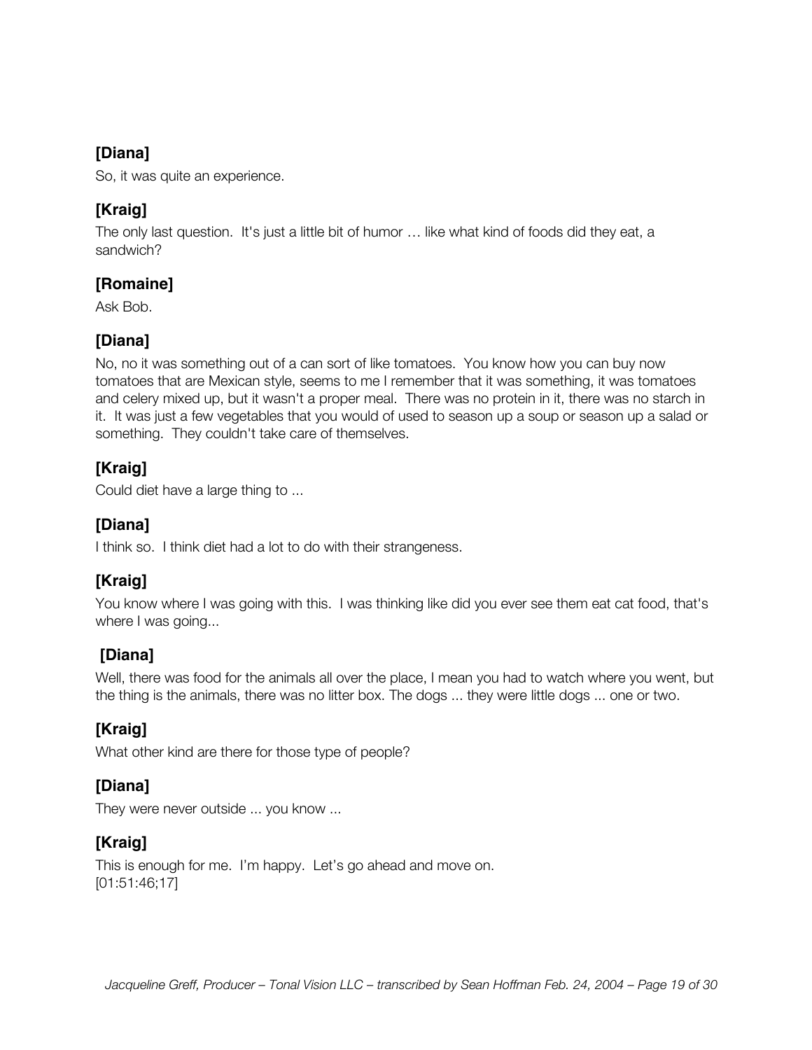**[Diana]**

So, it was quite an experience.

**[Kraig]**

The only last question. It's just a little bit of humor … like what kind of foods did they eat, a sandwich?

**[Romaine]**

Ask Bob.

**[Diana]**

No, no it was something out of a can sort of like tomatoes. You know how you can buy now tomatoes that are Mexican style, seems to me I remember that it was something, it was tomatoes and celery mixed up, but it wasn't a proper meal. There was no protein in it, there was no starch in it. It was just a few vegetables that you would of used to season up a soup or season up a salad or something. They couldn't take care of themselves.

**[Kraig]**

Could diet have a large thing to ...

**[Diana]**

I think so. I think diet had a lot to do with their strangeness.

**[Kraig]**

You know where I was going with this. I was thinking like did you ever see them eat cat food, that's where I was going...

**[Diana]**

Well, there was food for the animals all over the place, I mean you had to watch where you went, but the thing is the animals, there was no litter box. The dogs ... they were little dogs ... one or two.

**[Kraig]**

What other kind are there for those type of people?

**[Diana]**

They were never outside ... you know ...

**[Kraig]**

This is enough for me. I'm happy. Let's go ahead and move on.
[01:51:46;17]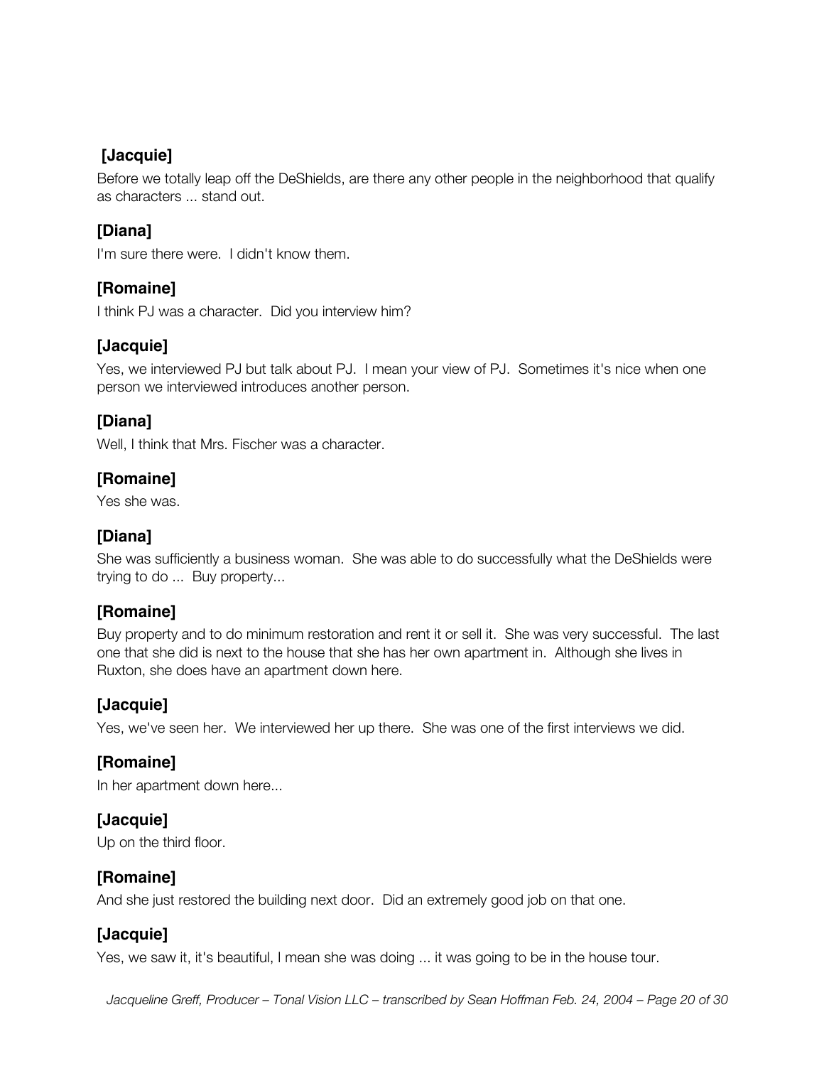**[Jacquie]**

Before we totally leap off the DeShields, are there any other people in the neighborhood that qualify as characters ... stand out.

**[Diana]**

I'm sure there were. I didn't know them.

**[Romaine]**

I think PJ was a character. Did you interview him?

**[Jacquie]**

Yes, we interviewed PJ but talk about PJ. I mean your view of PJ. Sometimes it's nice when one person we interviewed introduces another person.

**[Diana]**

Well, I think that Mrs. Fischer was a character.

**[Romaine]**

Yes she was.

**[Diana]**

She was sufficiently a business woman. She was able to do successfully what the DeShields were trying to do ... Buy property...

**[Romaine]**

Buy property and to do minimum restoration and rent it or sell it. She was very successful. The last one that she did is next to the house that she has her own apartment in. Although she lives in Ruxton, she does have an apartment down here.

**[Jacquie]**

Yes, we've seen her. We interviewed her up there. She was one of the first interviews we did.

**[Romaine]**

In her apartment down here...

**[Jacquie]**

Up on the third floor.

**[Romaine]**

And she just restored the building next door. Did an extremely good job on that one.

**[Jacquie]**

Yes, we saw it, it's beautiful, I mean she was doing ... it was going to be in the house tour.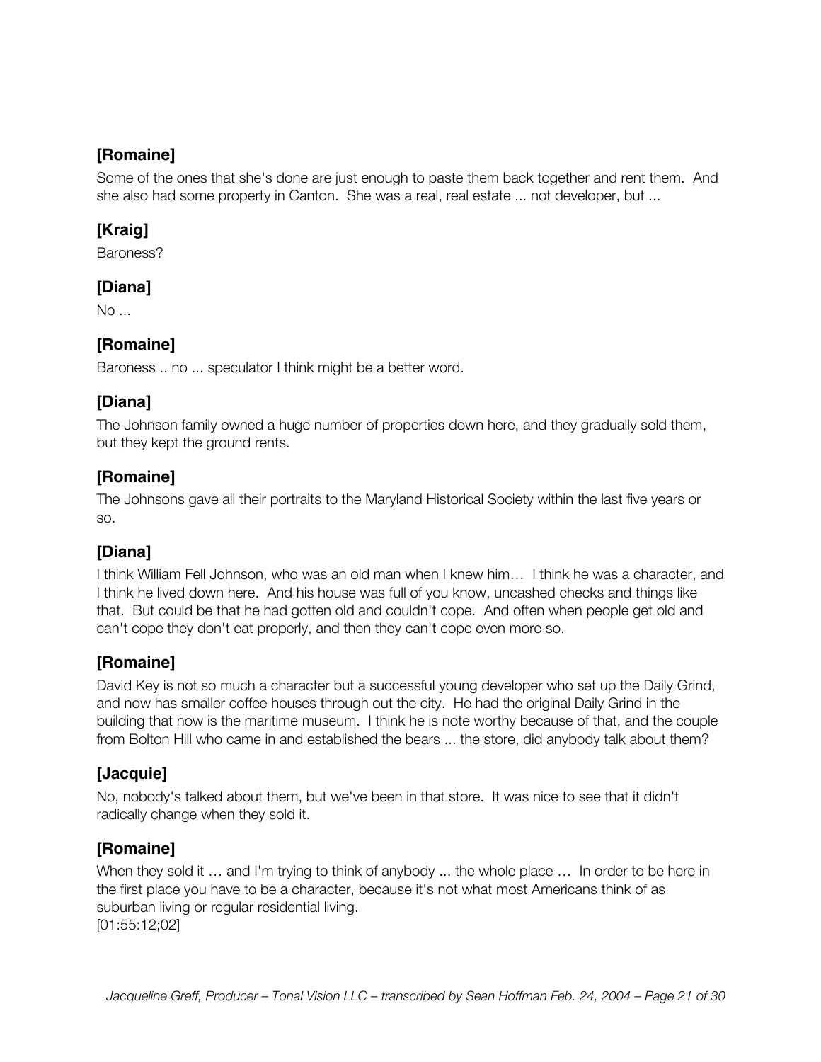**[Romaine]**

Some of the ones that she's done are just enough to paste them back together and rent them. And she also had some property in Canton. She was a real, real estate ... not developer, but ...

**[Kraig]**

Baroness?

**[Diana]**

No ...

**[Romaine]**

Baroness .. no ... speculator I think might be a better word.

**[Diana]**

The Johnson family owned a huge number of properties down here, and they gradually sold them, but they kept the ground rents.

**[Romaine]**

The Johnsons gave all their portraits to the Maryland Historical Society within the last five years or so.

**[Diana]**

I think William Fell Johnson, who was an old man when I knew him… I think he was a character, and I think he lived down here. And his house was full of you know, uncashed checks and things like that. But could be that he had gotten old and couldn't cope. And often when people get old and can't cope they don't eat properly, and then they can't cope even more so.

**[Romaine]**

David Key is not so much a character but a successful young developer who set up the Daily Grind, and now has smaller coffee houses through out the city. He had the original Daily Grind in the building that now is the maritime museum. I think he is note worthy because of that, and the couple from Bolton Hill who came in and established the bears ... the store, did anybody talk about them?

**[Jacquie]**

No, nobody's talked about them, but we've been in that store. It was nice to see that it didn't radically change when they sold it.

**[Romaine]**

When they sold it … and I'm trying to think of anybody ... the whole place … In order to be here in the first place you have to be a character, because it's not what most Americans think of as suburban living or regular residential living.
[01:55:12;02]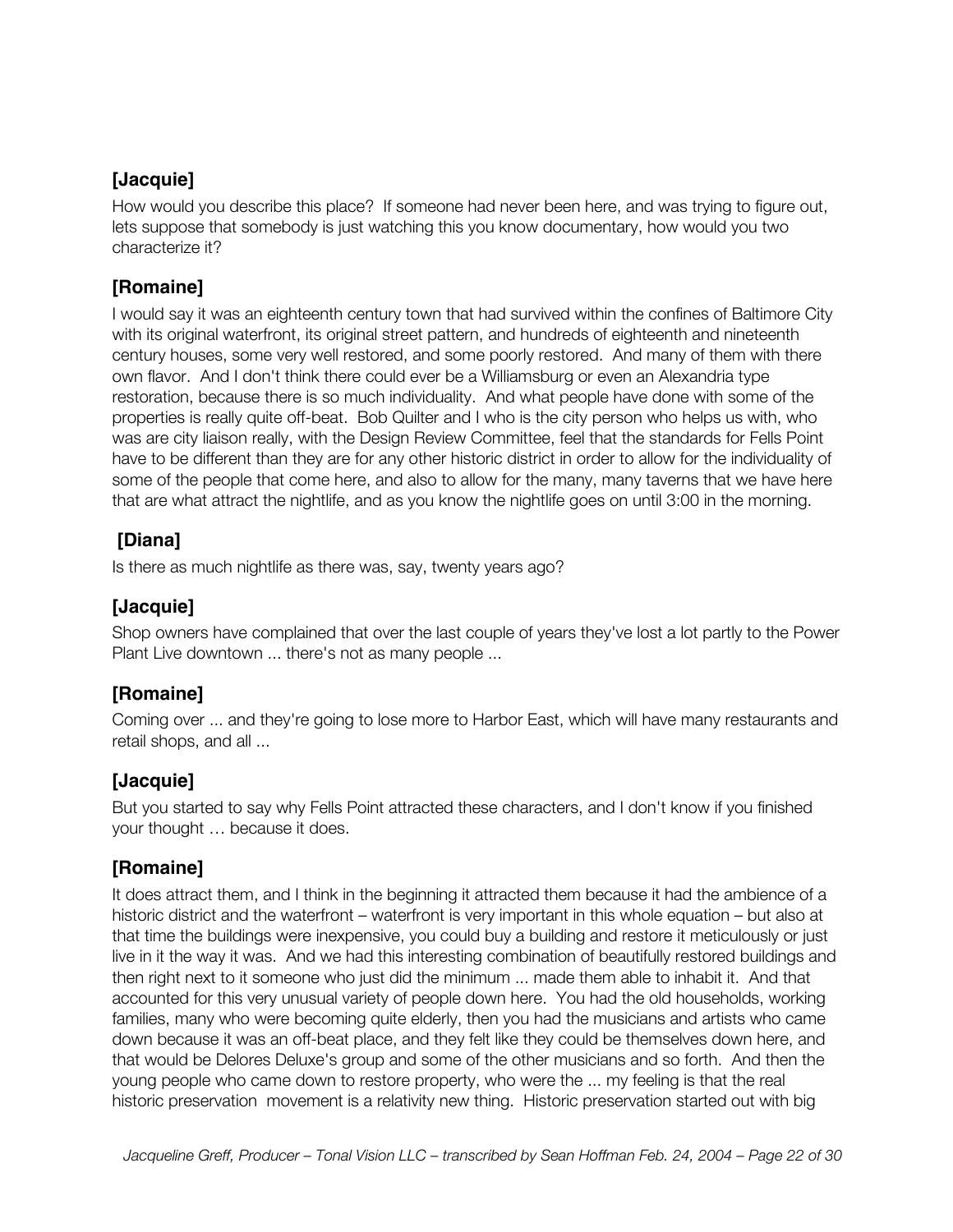### [Jacquie]

How would you describe this place? If someone had never been here, and was trying to figure out, lets suppose that somebody is just watching this you know documentary, how would you two characterize it?

### [Romaine]

I would say it was an eighteenth century town that had survived within the confines of Baltimore City with its original waterfront, its original street pattern, and hundreds of eighteenth and nineteenth century houses, some very well restored, and some poorly restored. And many of them with there own flavor. And I don't think there could ever be a Williamsburg or even an Alexandria type restoration, because there is so much individuality. And what people have done with some of the properties is really quite off-beat. Bob Quilter and I who is the city person who helps us with, who was are city liaison really, with the Design Review Committee, feel that the standards for Fells Point have to be different than they are for any other historic district in order to allow for the individuality of some of the people that come here, and also to allow for the many, many taverns that we have here that are what attract the nightlife, and as you know the nightlife goes on until 3:00 in the morning.

### [Diana]

Is there as much nightlife as there was, say, twenty years ago?

### [Jacquie]

Shop owners have complained that over the last couple of years they've lost a lot partly to the Power Plant Live downtown ... there's not as many people ...

### [Romaine]

Coming over ... and they're going to lose more to Harbor East, which will have many restaurants and retail shops, and all ...

### [Jacquie]

But you started to say why Fells Point attracted these characters, and I don't know if you finished your thought … because it does.

### [Romaine]

It does attract them, and I think in the beginning it attracted them because it had the ambience of a historic district and the waterfront – waterfront is very important in this whole equation – but also at that time the buildings were inexpensive, you could buy a building and restore it meticulously or just live in it the way it was. And we had this interesting combination of beautifully restored buildings and then right next to it someone who just did the minimum ... made them able to inhabit it. And that accounted for this very unusual variety of people down here. You had the old households, working families, many who were becoming quite elderly, then you had the musicians and artists who came down because it was an off-beat place, and they felt like they could be themselves down here, and that would be Delores Deluxe's group and some of the other musicians and so forth. And then the young people who came down to restore property, who were the ... my feeling is that the real historic preservation movement is a relativity new thing. Historic preservation started out with big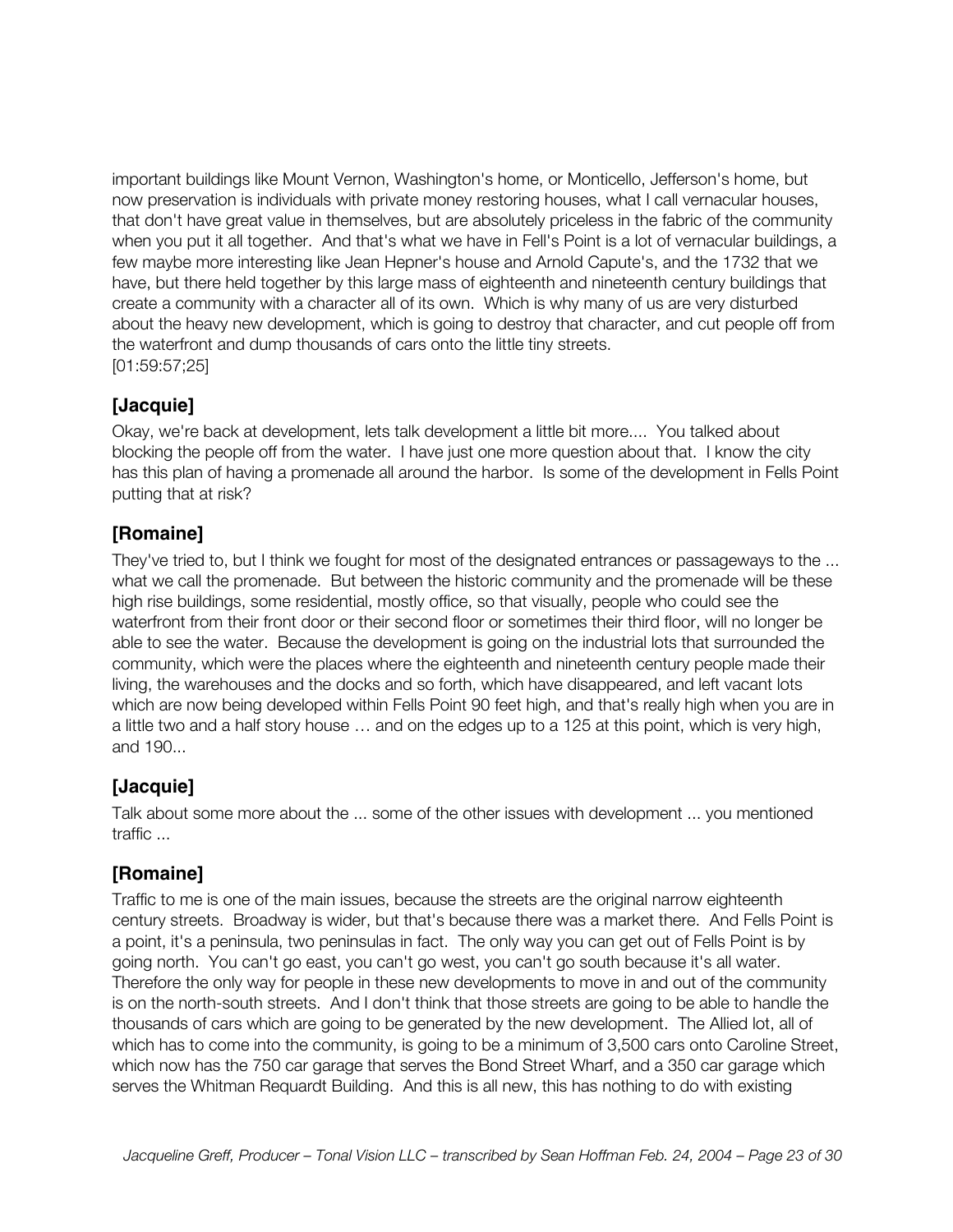important buildings like Mount Vernon, Washington's home, or Monticello, Jefferson's home, but now preservation is individuals with private money restoring houses, what I call vernacular houses, that don't have great value in themselves, but are absolutely priceless in the fabric of the community when you put it all together. And that's what we have in Fell's Point is a lot of vernacular buildings, a few maybe more interesting like Jean Hepner's house and Arnold Capute's, and the 1732 that we have, but there held together by this large mass of eighteenth and nineteenth century buildings that create a community with a character all of its own. Which is why many of us are very disturbed about the heavy new development, which is going to destroy that character, and cut people off from the waterfront and dump thousands of cars onto the little tiny streets.
[01:59:57;25]

## [Jacquie]

Okay, we're back at development, lets talk development a little bit more.... You talked about blocking the people off from the water. I have just one more question about that. I know the city has this plan of having a promenade all around the harbor. Is some of the development in Fells Point putting that at risk?

## [Romaine]

They've tried to, but I think we fought for most of the designated entrances or passageways to the ... what we call the promenade. But between the historic community and the promenade will be these high rise buildings, some residential, mostly office, so that visually, people who could see the waterfront from their front door or their second floor or sometimes their third floor, will no longer be able to see the water. Because the development is going on the industrial lots that surrounded the community, which were the places where the eighteenth and nineteenth century people made their living, the warehouses and the docks and so forth, which have disappeared, and left vacant lots which are now being developed within Fells Point 90 feet high, and that's really high when you are in a little two and a half story house … and on the edges up to a 125 at this point, which is very high, and 190...

## [Jacquie]

Talk about some more about the ... some of the other issues with development ... you mentioned traffic ...

## [Romaine]

Traffic to me is one of the main issues, because the streets are the original narrow eighteenth century streets. Broadway is wider, but that's because there was a market there. And Fells Point is a point, it's a peninsula, two peninsulas in fact. The only way you can get out of Fells Point is by going north. You can't go east, you can't go west, you can't go south because it's all water. Therefore the only way for people in these new developments to move in and out of the community is on the north-south streets. And I don't think that those streets are going to be able to handle the thousands of cars which are going to be generated by the new development. The Allied lot, all of which has to come into the community, is going to be a minimum of 3,500 cars onto Caroline Street, which now has the 750 car garage that serves the Bond Street Wharf, and a 350 car garage which serves the Whitman Requardt Building. And this is all new, this has nothing to do with existing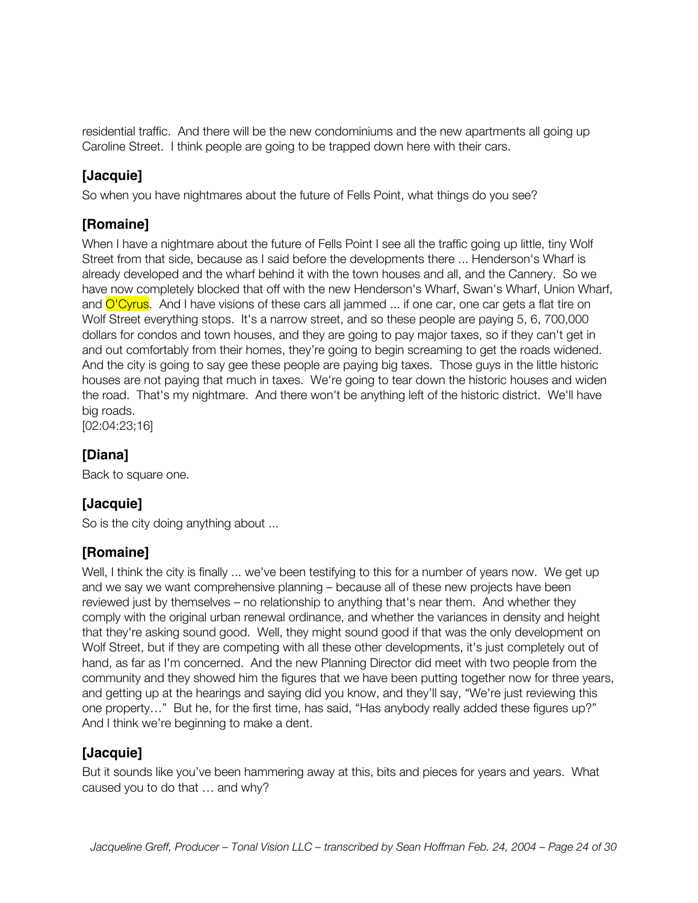residential traffic. And there will be the new condominiums and the new apartments all going up Caroline Street. I think people are going to be trapped down here with their cars.

### [Jacquie]

So when you have nightmares about the future of Fells Point, what things do you see?

### [Romaine]

When I have a nightmare about the future of Fells Point I see all the traffic going up little, tiny Wolf Street from that side, because as I said before the developments there ... Henderson's Wharf is already developed and the wharf behind it with the town houses and all, and the Cannery. So we have now completely blocked that off with the new Henderson's Wharf, Swan's Wharf, Union Wharf, and O'Cyrus. And I have visions of these cars all jammed ... if one car, one car gets a flat tire on Wolf Street everything stops. It's a narrow street, and so these people are paying 5, 6, 700,000 dollars for condos and town houses, and they are going to pay major taxes, so if they can't get in and out comfortably from their homes, they're going to begin screaming to get the roads widened. And the city is going to say gee these people are paying big taxes. Those guys in the little historic houses are not paying that much in taxes. We're going to tear down the historic houses and widen the road. That's my nightmare. And there won't be anything left of the historic district. We'll have big roads.
[02:04:23;16]

### [Diana]

Back to square one.

### [Jacquie]

So is the city doing anything about ...

### [Romaine]

Well, I think the city is finally ... we've been testifying to this for a number of years now. We get up and we say we want comprehensive planning – because all of these new projects have been reviewed just by themselves – no relationship to anything that's near them. And whether they comply with the original urban renewal ordinance, and whether the variances in density and height that they're asking sound good. Well, they might sound good if that was the only development on Wolf Street, but if they are competing with all these other developments, it's just completely out of hand, as far as I'm concerned. And the new Planning Director did meet with two people from the community and they showed him the figures that we have been putting together now for three years, and getting up at the hearings and saying did you know, and they'll say, "We're just reviewing this one property…" But he, for the first time, has said, "Has anybody really added these figures up?" And I think we're beginning to make a dent.

### [Jacquie]

But it sounds like you've been hammering away at this, bits and pieces for years and years. What caused you to do that … and why?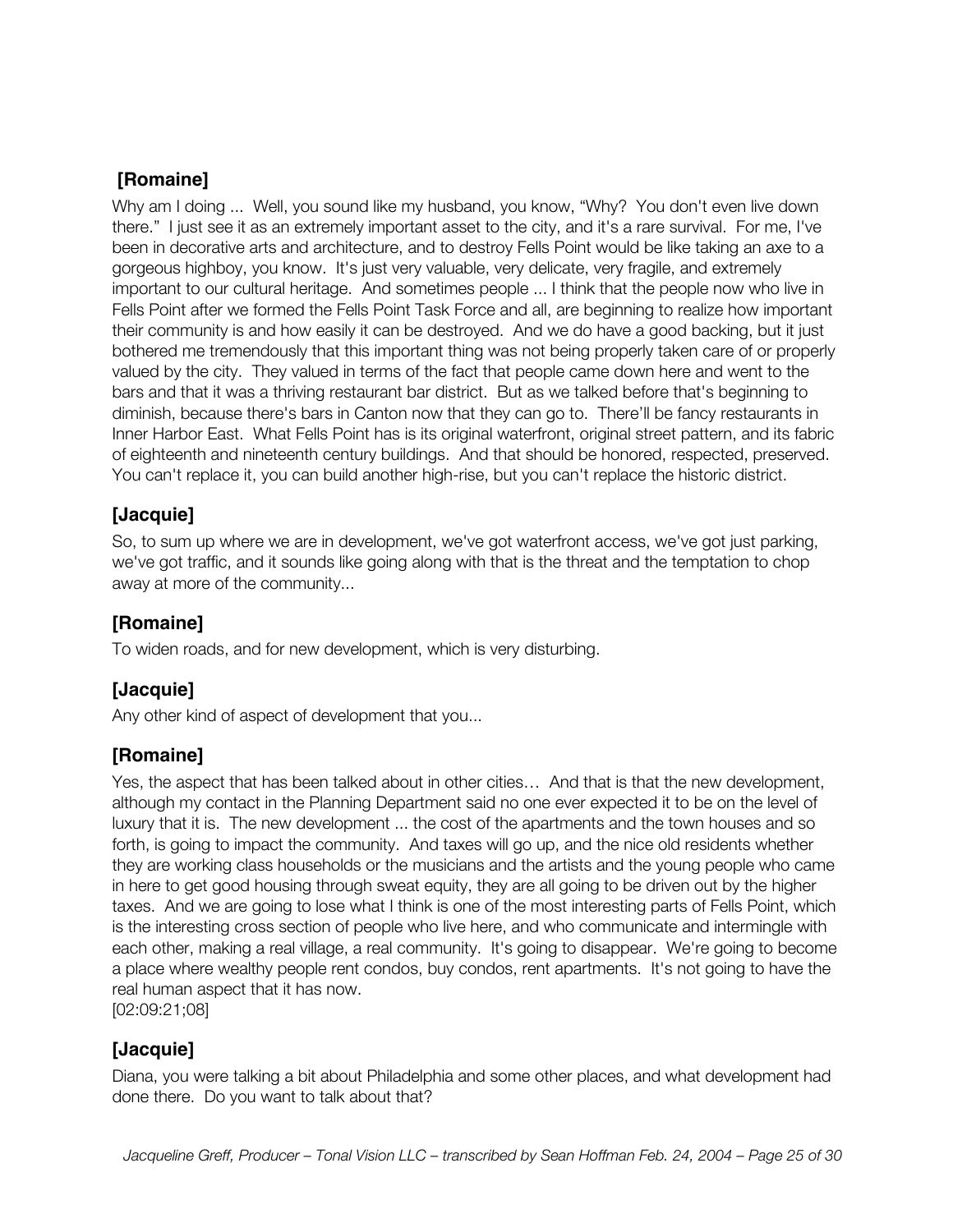### [Romaine]

Why am I doing ... Well, you sound like my husband, you know, "Why? You don't even live down there." I just see it as an extremely important asset to the city, and it's a rare survival. For me, I've been in decorative arts and architecture, and to destroy Fells Point would be like taking an axe to a gorgeous highboy, you know. It's just very valuable, very delicate, very fragile, and extremely important to our cultural heritage. And sometimes people ... I think that the people now who live in Fells Point after we formed the Fells Point Task Force and all, are beginning to realize how important their community is and how easily it can be destroyed. And we do have a good backing, but it just bothered me tremendously that this important thing was not being properly taken care of or properly valued by the city. They valued in terms of the fact that people came down here and went to the bars and that it was a thriving restaurant bar district. But as we talked before that's beginning to diminish, because there's bars in Canton now that they can go to. There'll be fancy restaurants in Inner Harbor East. What Fells Point has is its original waterfront, original street pattern, and its fabric of eighteenth and nineteenth century buildings. And that should be honored, respected, preserved. You can't replace it, you can build another high-rise, but you can't replace the historic district.

### [Jacquie]

So, to sum up where we are in development, we've got waterfront access, we've got just parking, we've got traffic, and it sounds like going along with that is the threat and the temptation to chop away at more of the community...

### [Romaine]

To widen roads, and for new development, which is very disturbing.

### [Jacquie]

Any other kind of aspect of development that you...

### [Romaine]

Yes, the aspect that has been talked about in other cities… And that is that the new development, although my contact in the Planning Department said no one ever expected it to be on the level of luxury that it is. The new development ... the cost of the apartments and the town houses and so forth, is going to impact the community. And taxes will go up, and the nice old residents whether they are working class households or the musicians and the artists and the young people who came in here to get good housing through sweat equity, they are all going to be driven out by the higher taxes. And we are going to lose what I think is one of the most interesting parts of Fells Point, which is the interesting cross section of people who live here, and who communicate and intermingle with each other, making a real village, a real community. It's going to disappear. We're going to become a place where wealthy people rent condos, buy condos, rent apartments. It's not going to have the real human aspect that it has now.
[02:09:21;08]

### [Jacquie]

Diana, you were talking a bit about Philadelphia and some other places, and what development had done there. Do you want to talk about that?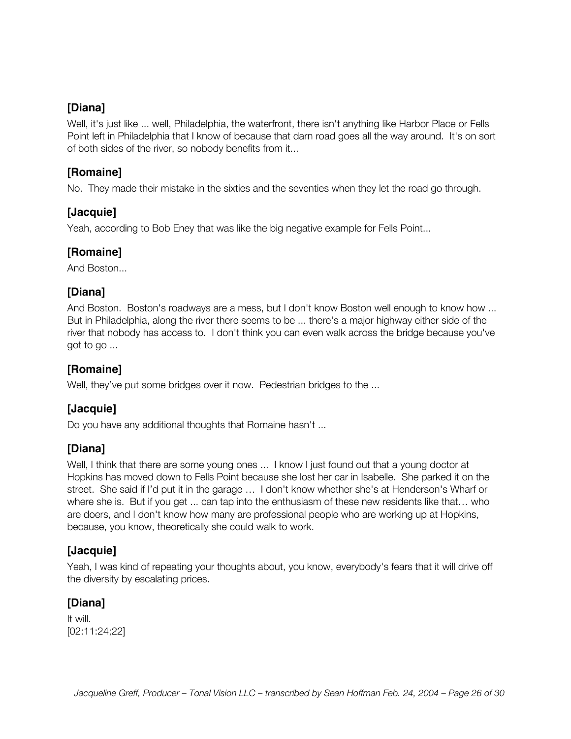**[Diana]**

Well, it's just like ... well, Philadelphia, the waterfront, there isn't anything like Harbor Place or Fells Point left in Philadelphia that I know of because that darn road goes all the way around. It's on sort of both sides of the river, so nobody benefits from it...

**[Romaine]**

No. They made their mistake in the sixties and the seventies when they let the road go through.

**[Jacquie]**

Yeah, according to Bob Eney that was like the big negative example for Fells Point...

**[Romaine]**

And Boston...

**[Diana]**

And Boston. Boston's roadways are a mess, but I don't know Boston well enough to know how ... But in Philadelphia, along the river there seems to be ... there's a major highway either side of the river that nobody has access to. I don't think you can even walk across the bridge because you've got to go ...

**[Romaine]**

Well, they've put some bridges over it now. Pedestrian bridges to the ...

**[Jacquie]**

Do you have any additional thoughts that Romaine hasn't ...

**[Diana]**

Well, I think that there are some young ones ... I know I just found out that a young doctor at Hopkins has moved down to Fells Point because she lost her car in Isabelle. She parked it on the street. She said if I'd put it in the garage … I don't know whether she's at Henderson's Wharf or where she is. But if you get ... can tap into the enthusiasm of these new residents like that… who are doers, and I don't know how many are professional people who are working up at Hopkins, because, you know, theoretically she could walk to work.

**[Jacquie]**

Yeah, I was kind of repeating your thoughts about, you know, everybody's fears that it will drive off the diversity by escalating prices.

**[Diana]**

It will.
[02:11:24;22]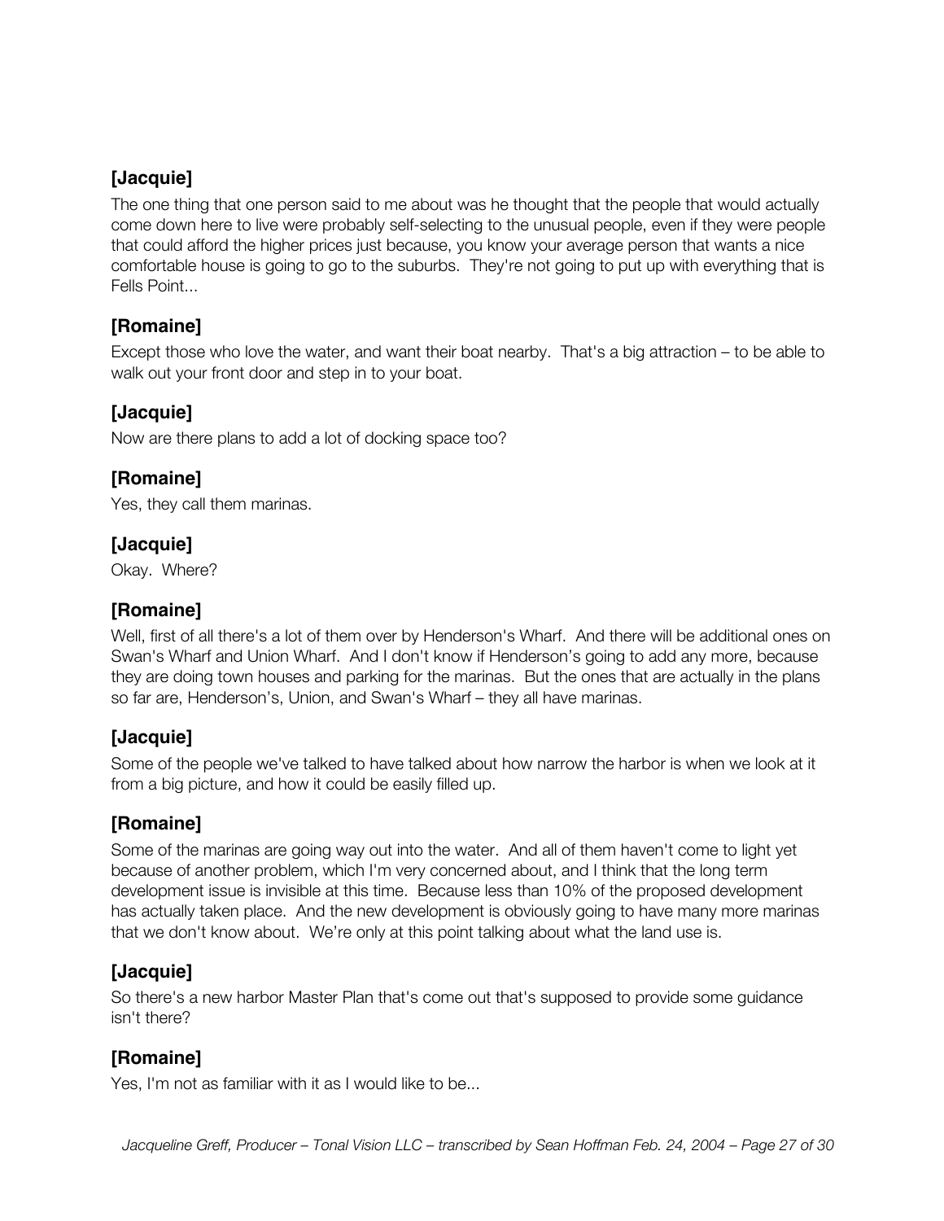### [Jacquie]

The one thing that one person said to me about was he thought that the people that would actually come down here to live were probably self-selecting to the unusual people, even if they were people that could afford the higher prices just because, you know your average person that wants a nice comfortable house is going to go to the suburbs. They're not going to put up with everything that is Fells Point...

### [Romaine]

Except those who love the water, and want their boat nearby. That's a big attraction – to be able to walk out your front door and step in to your boat.

### [Jacquie]

Now are there plans to add a lot of docking space too?

### [Romaine]

Yes, they call them marinas.

### [Jacquie]

Okay. Where?

### [Romaine]

Well, first of all there's a lot of them over by Henderson's Wharf. And there will be additional ones on Swan's Wharf and Union Wharf. And I don't know if Henderson's going to add any more, because they are doing town houses and parking for the marinas. But the ones that are actually in the plans so far are, Henderson's, Union, and Swan's Wharf – they all have marinas.

### [Jacquie]

Some of the people we've talked to have talked about how narrow the harbor is when we look at it from a big picture, and how it could be easily filled up.

### [Romaine]

Some of the marinas are going way out into the water. And all of them haven't come to light yet because of another problem, which I'm very concerned about, and I think that the long term development issue is invisible at this time. Because less than 10% of the proposed development has actually taken place. And the new development is obviously going to have many more marinas that we don't know about. We're only at this point talking about what the land use is.

### [Jacquie]

So there's a new harbor Master Plan that's come out that's supposed to provide some guidance isn't there?

### [Romaine]

Yes, I'm not as familiar with it as I would like to be...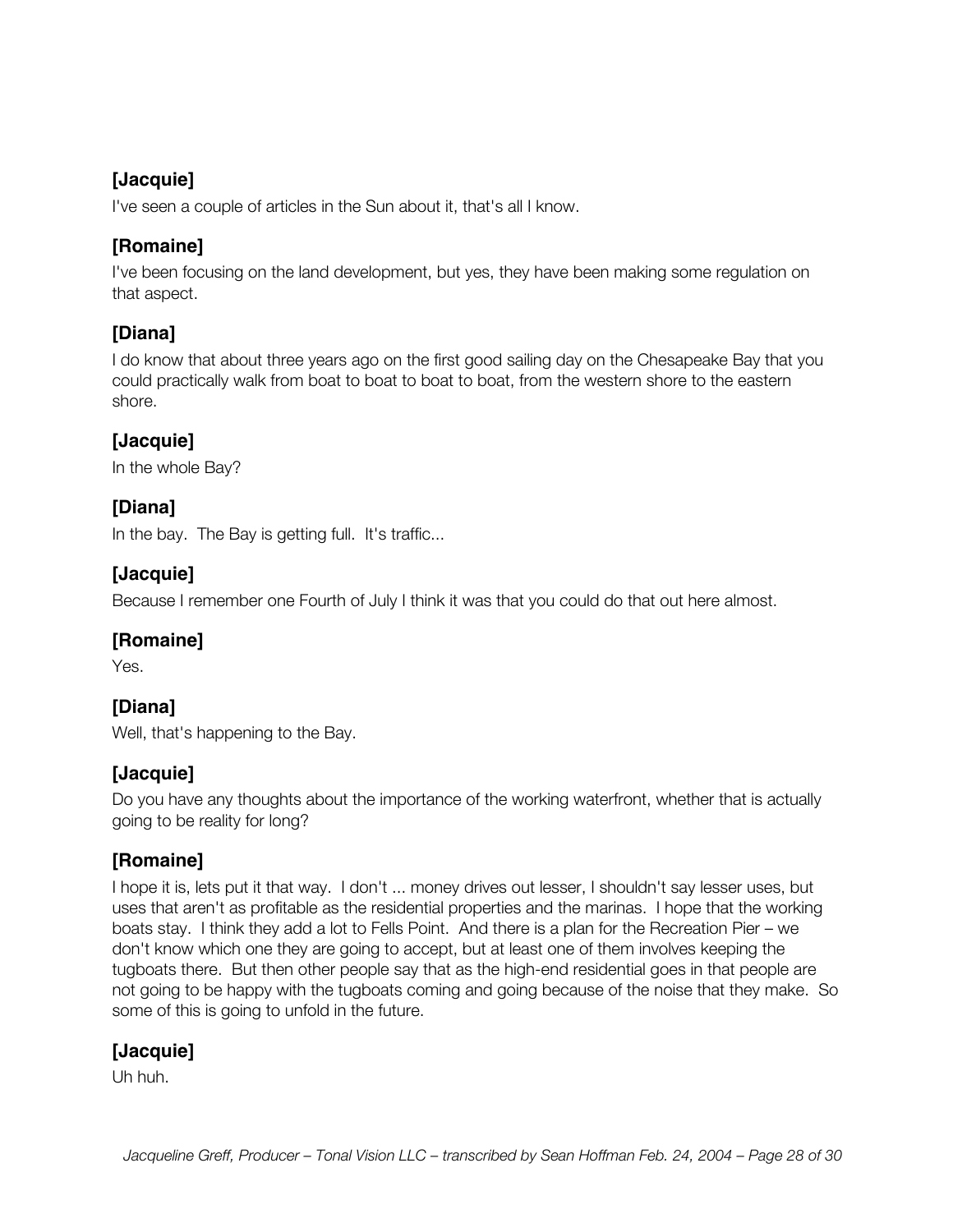**[Jacquie]**

I've seen a couple of articles in the Sun about it, that's all I know.

**[Romaine]**

I've been focusing on the land development, but yes, they have been making some regulation on that aspect.

**[Diana]**

I do know that about three years ago on the first good sailing day on the Chesapeake Bay that you could practically walk from boat to boat to boat to boat, from the western shore to the eastern shore.

**[Jacquie]**

In the whole Bay?

**[Diana]**

In the bay. The Bay is getting full. It's traffic...

**[Jacquie]**

Because I remember one Fourth of July I think it was that you could do that out here almost.

**[Romaine]**

Yes.

**[Diana]**

Well, that's happening to the Bay.

**[Jacquie]**

Do you have any thoughts about the importance of the working waterfront, whether that is actually going to be reality for long?

**[Romaine]**

I hope it is, lets put it that way. I don't ... money drives out lesser, I shouldn't say lesser uses, but uses that aren't as profitable as the residential properties and the marinas. I hope that the working boats stay. I think they add a lot to Fells Point. And there is a plan for the Recreation Pier – we don't know which one they are going to accept, but at least one of them involves keeping the tugboats there. But then other people say that as the high-end residential goes in that people are not going to be happy with the tugboats coming and going because of the noise that they make. So some of this is going to unfold in the future.

**[Jacquie]**

Uh huh.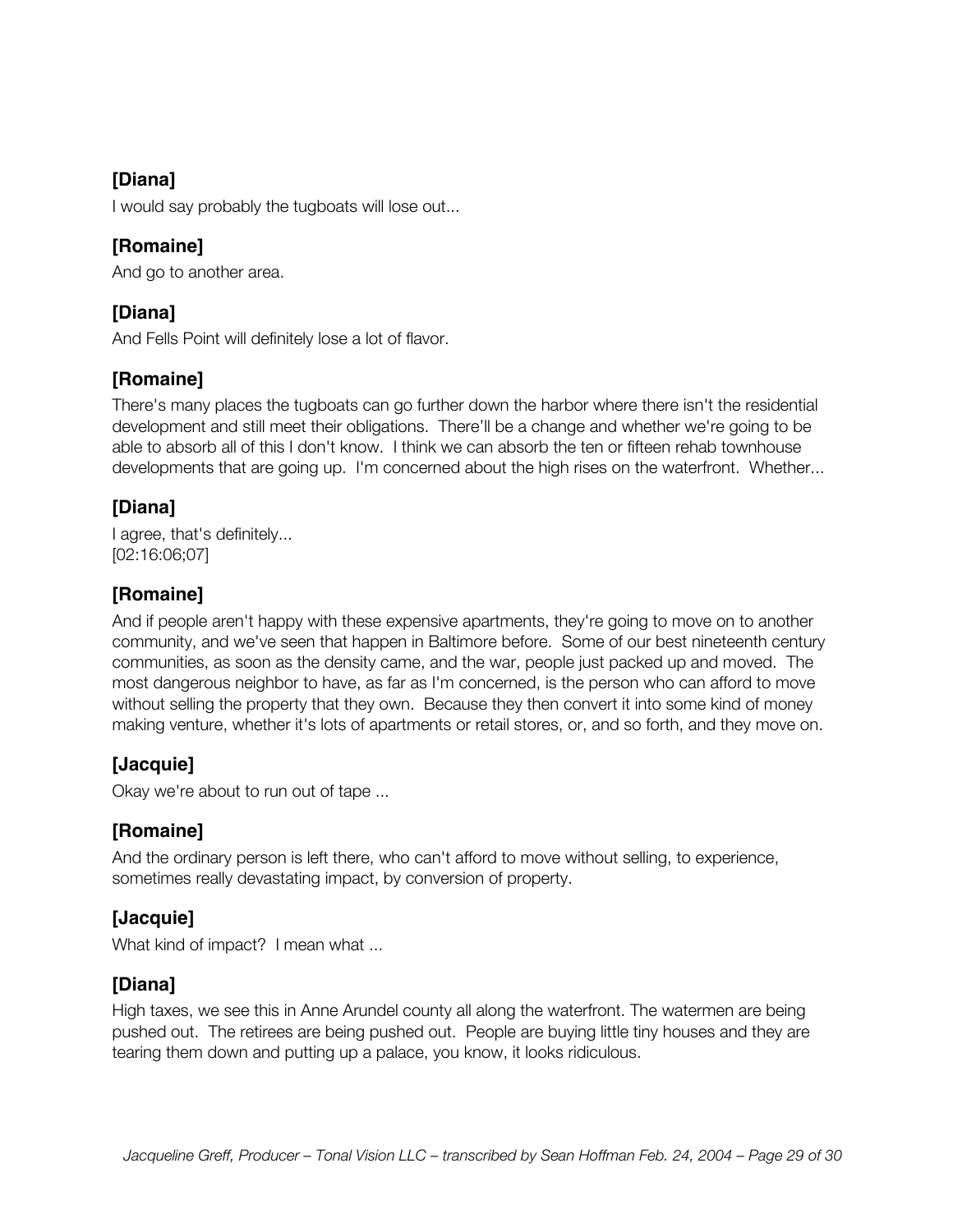**[Diana]**

I would say probably the tugboats will lose out...

**[Romaine]**

And go to another area.

**[Diana]**

And Fells Point will definitely lose a lot of flavor.

**[Romaine]**

There's many places the tugboats can go further down the harbor where there isn't the residential development and still meet their obligations. There'll be a change and whether we're going to be able to absorb all of this I don't know. I think we can absorb the ten or fifteen rehab townhouse developments that are going up. I'm concerned about the high rises on the waterfront. Whether...

**[Diana]**

I agree, that's definitely...
[02:16:06;07]

**[Romaine]**

And if people aren't happy with these expensive apartments, they're going to move on to another community, and we've seen that happen in Baltimore before. Some of our best nineteenth century communities, as soon as the density came, and the war, people just packed up and moved. The most dangerous neighbor to have, as far as I'm concerned, is the person who can afford to move without selling the property that they own. Because they then convert it into some kind of money making venture, whether it's lots of apartments or retail stores, or, and so forth, and they move on.

**[Jacquie]**

Okay we're about to run out of tape ...

**[Romaine]**

And the ordinary person is left there, who can't afford to move without selling, to experience, sometimes really devastating impact, by conversion of property.

**[Jacquie]**

What kind of impact? I mean what ...

**[Diana]**

High taxes, we see this in Anne Arundel county all along the waterfront. The watermen are being pushed out. The retirees are being pushed out. People are buying little tiny houses and they are tearing them down and putting up a palace, you know, it looks ridiculous.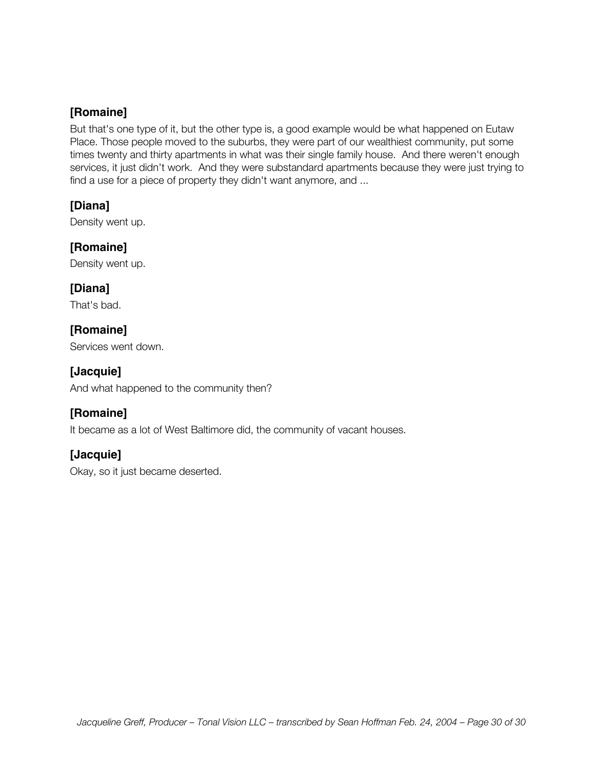**[Romaine]**

But that's one type of it, but the other type is, a good example would be what happened on Eutaw Place. Those people moved to the suburbs, they were part of our wealthiest community, put some times twenty and thirty apartments in what was their single family house. And there weren't enough services, it just didn't work. And they were substandard apartments because they were just trying to find a use for a piece of property they didn't want anymore, and ...

**[Diana]**

Density went up.

**[Romaine]**

Density went up.

**[Diana]**

That's bad.

**[Romaine]**

Services went down.

**[Jacquie]**

And what happened to the community then?

**[Romaine]**

It became as a lot of West Baltimore did, the community of vacant houses.

**[Jacquie]**

Okay, so it just became deserted.